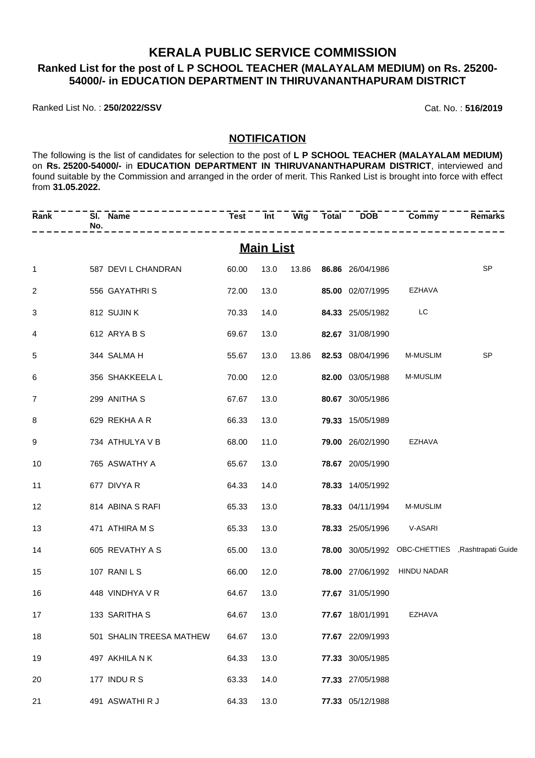# KERALA PUBLIC SERVICE COMMISSION

## Ranked List for the post of L P SCHOOL TEACHER (MALAYALAM MEDIUM) on Rs. 25200-54000/- in EDUCATION DEPARTMENT IN THIRUVANANTHAPURAM DISTRICT

Ranked List No. : **250/2022/SSV**

Cat. No. : **516/2019**

### NOTIFICATION

The following is the list of candidates for selection to the post of **L P SCHOOL TEACHER (MALAYALAM MEDIUM)** on **Rs. 25200-54000/-** in **EDUCATION DEPARTMENT IN THIRUVANANTHAPURAM DISTRICT**, interviewed and found suitable by the Commission and arranged in the order of merit. This Ranked List is brought into force with effect from **31.05.2022.**

### Main List

| Rank | Sl. No. | Name | Test | Int | Wtg | Total | DOB | Commy | Remarks |
|---|---|---|---|---|---|---|---|---|---|
| 1 | 587 | DEVI L CHANDRAN | 60.00 | 13.0 | 13.86 | **86.86** | 26/04/1986 | | SP |
| 2 | 556 | GAYATHRI S | 72.00 | 13.0 | | **85.00** | 02/07/1995 | EZHAVA | |
| 3 | 812 | SUJIN K | 70.33 | 14.0 | | **84.33** | 25/05/1982 | LC | |
| 4 | 612 | ARYA B S | 69.67 | 13.0 | | **82.67** | 31/08/1990 | | |
| 5 | 344 | SALMA H | 55.67 | 13.0 | 13.86 | **82.53** | 08/04/1996 | M-MUSLIM | SP |
| 6 | 356 | SHAKKEELA L | 70.00 | 12.0 | | **82.00** | 03/05/1988 | M-MUSLIM | |
| 7 | 299 | ANITHA S | 67.67 | 13.0 | | **80.67** | 30/05/1986 | | |
| 8 | 629 | REKHA A R | 66.33 | 13.0 | | **79.33** | 15/05/1989 | | |
| 9 | 734 | ATHULYA V B | 68.00 | 11.0 | | **79.00** | 26/02/1990 | EZHAVA | |
| 10 | 765 | ASWATHY A | 65.67 | 13.0 | | **78.67** | 20/05/1990 | | |
| 11 | 677 | DIVYA R | 64.33 | 14.0 | | **78.33** | 14/05/1992 | | |
| 12 | 814 | ABINA S RAFI | 65.33 | 13.0 | | **78.33** | 04/11/1994 | M-MUSLIM | |
| 13 | 471 | ATHIRA M S | 65.33 | 13.0 | | **78.33** | 25/05/1996 | V-ASARI | |
| 14 | 605 | REVATHY A S | 65.00 | 13.0 | | **78.00** | 30/05/1992 | OBC-CHETTIES | ,Rashtrapati Guide |
| 15 | 107 | RANI L S | 66.00 | 12.0 | | **78.00** | 27/06/1992 | HINDU NADAR | |
| 16 | 448 | VINDHYA V R | 64.67 | 13.0 | | **77.67** | 31/05/1990 | | |
| 17 | 133 | SARITHA S | 64.67 | 13.0 | | **77.67** | 18/01/1991 | EZHAVA | |
| 18 | 501 | SHALIN TREESA MATHEW | 64.67 | 13.0 | | **77.67** | 22/09/1993 | | |
| 19 | 497 | AKHILA N K | 64.33 | 13.0 | | **77.33** | 30/05/1985 | | |
| 20 | 177 | INDU R S | 63.33 | 14.0 | | **77.33** | 27/05/1988 | | |
| 21 | 491 | ASWATHI R J | 64.33 | 13.0 | | **77.33** | 05/12/1988 | | |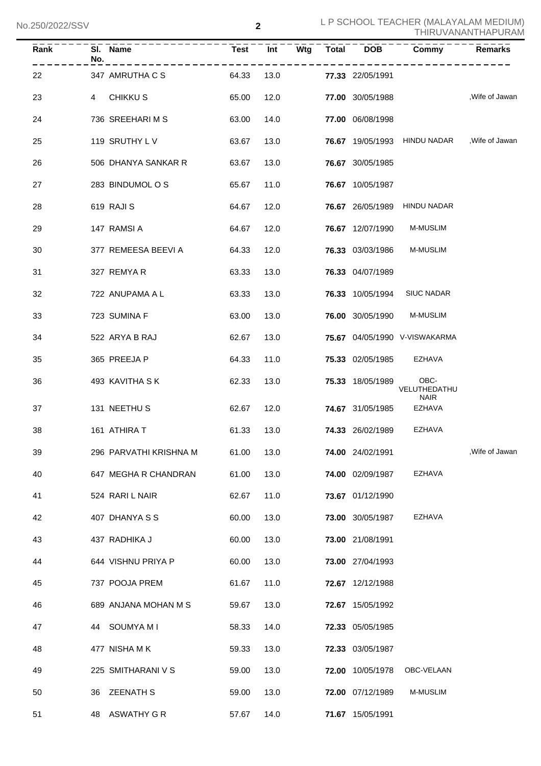| Rank | Sl. No. | Name | Test | Int | Wtg | Total | DOB | Commy | Remarks |
|---|---|---|---|---|---|---|---|---|---|
| 22 | 347 | AMRUTHA C S | 64.33 | 13.0 | | **77.33** | 22/05/1991 | | |
| 23 | 4 | CHIKKU S | 65.00 | 12.0 | | **77.00** | 30/05/1988 | | ,Wife of Jawan |
| 24 | 736 | SREEHARI M S | 63.00 | 14.0 | | **77.00** | 06/08/1998 | | |
| 25 | 119 | SRUTHY L V | 63.67 | 13.0 | | **76.67** | 19/05/1993 | HINDU NADAR | ,Wife of Jawan |
| 26 | 506 | DHANYA SANKAR R | 63.67 | 13.0 | | **76.67** | 30/05/1985 | | |
| 27 | 283 | BINDUMOL O S | 65.67 | 11.0 | | **76.67** | 10/05/1987 | | |
| 28 | 619 | RAJI S | 64.67 | 12.0 | | **76.67** | 26/05/1989 | HINDU NADAR | |
| 29 | 147 | RAMSI A | 64.67 | 12.0 | | **76.67** | 12/07/1990 | M-MUSLIM | |
| 30 | 377 | REMEESA BEEVI A | 64.33 | 12.0 | | **76.33** | 03/03/1986 | M-MUSLIM | |
| 31 | 327 | REMYA R | 63.33 | 13.0 | | **76.33** | 04/07/1989 | | |
| 32 | 722 | ANUPAMA A L | 63.33 | 13.0 | | **76.33** | 10/05/1994 | SIUC NADAR | |
| 33 | 723 | SUMINA F | 63.00 | 13.0 | | **76.00** | 30/05/1990 | M-MUSLIM | |
| 34 | 522 | ARYA B RAJ | 62.67 | 13.0 | | **75.67** | 04/05/1990 | V-VISWAKARMA | |
| 35 | 365 | PREEJA P | 64.33 | 11.0 | | **75.33** | 02/05/1985 | EZHAVA | |
| 36 | 493 | KAVITHA S K | 62.33 | 13.0 | | **75.33** | 18/05/1989 | OBC-VELUTHEDATHU NAIR | |
| 37 | 131 | NEETHU S | 62.67 | 12.0 | | **74.67** | 31/05/1985 | EZHAVA | |
| 38 | 161 | ATHIRA T | 61.33 | 13.0 | | **74.33** | 26/02/1989 | EZHAVA | |
| 39 | 296 | PARVATHI KRISHNA M | 61.00 | 13.0 | | **74.00** | 24/02/1991 | | ,Wife of Jawan |
| 40 | 647 | MEGHA R CHANDRAN | 61.00 | 13.0 | | **74.00** | 02/09/1987 | EZHAVA | |
| 41 | 524 | RARI L NAIR | 62.67 | 11.0 | | **73.67** | 01/12/1990 | | |
| 42 | 407 | DHANYA S S | 60.00 | 13.0 | | **73.00** | 30/05/1987 | EZHAVA | |
| 43 | 437 | RADHIKA J | 60.00 | 13.0 | | **73.00** | 21/08/1991 | | |
| 44 | 644 | VISHNU PRIYA P | 60.00 | 13.0 | | **73.00** | 27/04/1993 | | |
| 45 | 737 | POOJA PREM | 61.67 | 11.0 | | **72.67** | 12/12/1988 | | |
| 46 | 689 | ANJANA MOHAN M S | 59.67 | 13.0 | | **72.67** | 15/05/1992 | | |
| 47 | 44 | SOUMYA M I | 58.33 | 14.0 | | **72.33** | 05/05/1985 | | |
| 48 | 477 | NISHA M K | 59.33 | 13.0 | | **72.33** | 03/05/1987 | | |
| 49 | 225 | SMITHARANI V S | 59.00 | 13.0 | | **72.00** | 10/05/1978 | OBC-VELAAN | |
| 50 | 36 | ZEENATH S | 59.00 | 13.0 | | **72.00** | 07/12/1989 | M-MUSLIM | |
| 51 | 48 | ASWATHY G R | 57.67 | 14.0 | | **71.67** | 15/05/1991 | | |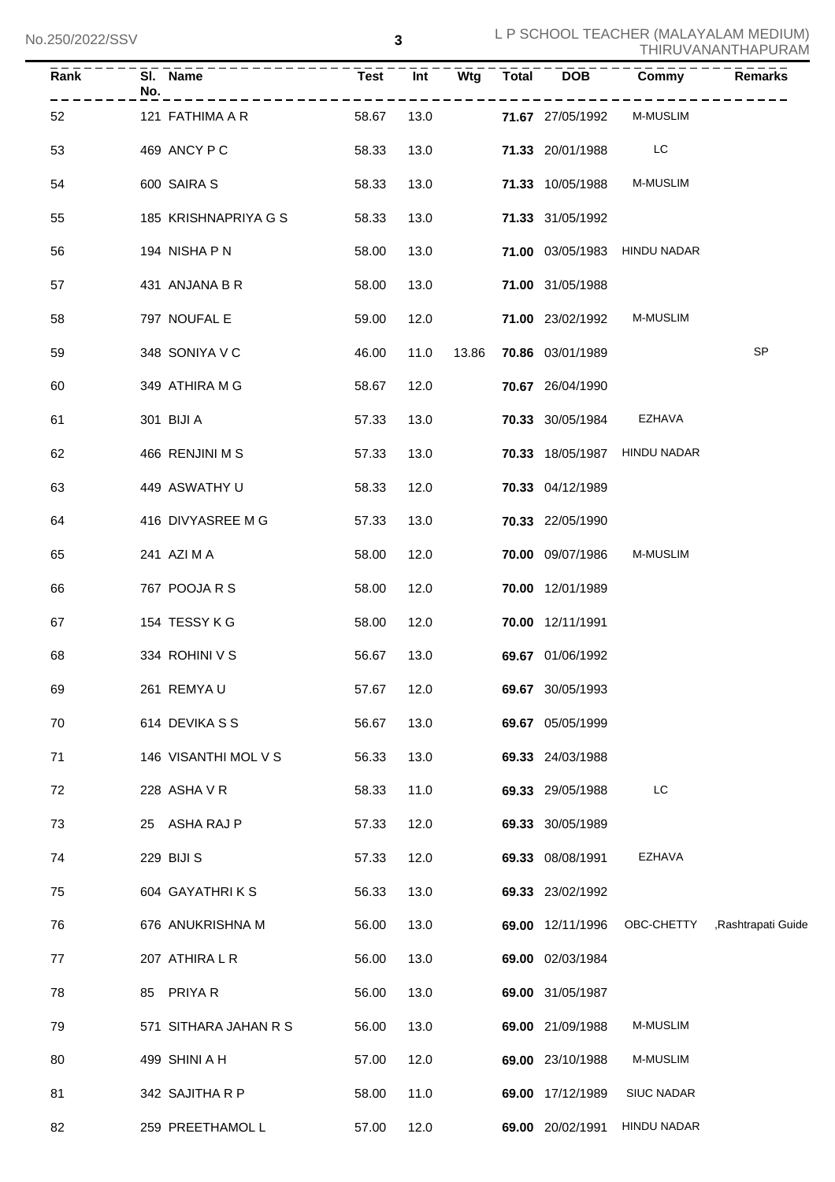| Rank | Sl. No. | Name | Test | Int | Wtg | Total | DOB | Commy | Remarks |
|---|---|---|---|---|---|---|---|---|---|
| 52 | 121 | FATHIMA A R | 58.67 | 13.0 | | **71.67** | 27/05/1992 | M-MUSLIM | |
| 53 | 469 | ANCY P C | 58.33 | 13.0 | | **71.33** | 20/01/1988 | LC | |
| 54 | 600 | SAIRA S | 58.33 | 13.0 | | **71.33** | 10/05/1988 | M-MUSLIM | |
| 55 | 185 | KRISHNAPRIYA G S | 58.33 | 13.0 | | **71.33** | 31/05/1992 | | |
| 56 | 194 | NISHA P N | 58.00 | 13.0 | | **71.00** | 03/05/1983 | HINDU NADAR | |
| 57 | 431 | ANJANA B R | 58.00 | 13.0 | | **71.00** | 31/05/1988 | | |
| 58 | 797 | NOUFAL E | 59.00 | 12.0 | | **71.00** | 23/02/1992 | M-MUSLIM | |
| 59 | 348 | SONIYA V C | 46.00 | 11.0 | 13.86 | **70.86** | 03/01/1989 | | SP |
| 60 | 349 | ATHIRA M G | 58.67 | 12.0 | | **70.67** | 26/04/1990 | | |
| 61 | 301 | BIJI A | 57.33 | 13.0 | | **70.33** | 30/05/1984 | EZHAVA | |
| 62 | 466 | RENJINI M S | 57.33 | 13.0 | | **70.33** | 18/05/1987 | HINDU NADAR | |
| 63 | 449 | ASWATHY U | 58.33 | 12.0 | | **70.33** | 04/12/1989 | | |
| 64 | 416 | DIVYASREE M G | 57.33 | 13.0 | | **70.33** | 22/05/1990 | | |
| 65 | 241 | AZI M A | 58.00 | 12.0 | | **70.00** | 09/07/1986 | M-MUSLIM | |
| 66 | 767 | POOJA R S | 58.00 | 12.0 | | **70.00** | 12/01/1989 | | |
| 67 | 154 | TESSY K G | 58.00 | 12.0 | | **70.00** | 12/11/1991 | | |
| 68 | 334 | ROHINI V S | 56.67 | 13.0 | | **69.67** | 01/06/1992 | | |
| 69 | 261 | REMYA U | 57.67 | 12.0 | | **69.67** | 30/05/1993 | | |
| 70 | 614 | DEVIKA S S | 56.67 | 13.0 | | **69.67** | 05/05/1999 | | |
| 71 | 146 | VISANTHI MOL V S | 56.33 | 13.0 | | **69.33** | 24/03/1988 | | |
| 72 | 228 | ASHA V R | 58.33 | 11.0 | | **69.33** | 29/05/1988 | LC | |
| 73 | 25 | ASHA RAJ P | 57.33 | 12.0 | | **69.33** | 30/05/1989 | | |
| 74 | 229 | BIJI S | 57.33 | 12.0 | | **69.33** | 08/08/1991 | EZHAVA | |
| 75 | 604 | GAYATHRI K S | 56.33 | 13.0 | | **69.33** | 23/02/1992 | | |
| 76 | 676 | ANUKRISHNA M | 56.00 | 13.0 | | **69.00** | 12/11/1996 | OBC-CHETTY | ,Rashtrapati Guide |
| 77 | 207 | ATHIRA L R | 56.00 | 13.0 | | **69.00** | 02/03/1984 | | |
| 78 | 85 | PRIYA R | 56.00 | 13.0 | | **69.00** | 31/05/1987 | | |
| 79 | 571 | SITHARA JAHAN R S | 56.00 | 13.0 | | **69.00** | 21/09/1988 | M-MUSLIM | |
| 80 | 499 | SHINI A H | 57.00 | 12.0 | | **69.00** | 23/10/1988 | M-MUSLIM | |
| 81 | 342 | SAJITHA R P | 58.00 | 11.0 | | **69.00** | 17/12/1989 | SIUC NADAR | |
| 82 | 259 | PREETHAMOL L | 57.00 | 12.0 | | **69.00** | 20/02/1991 | HINDU NADAR | |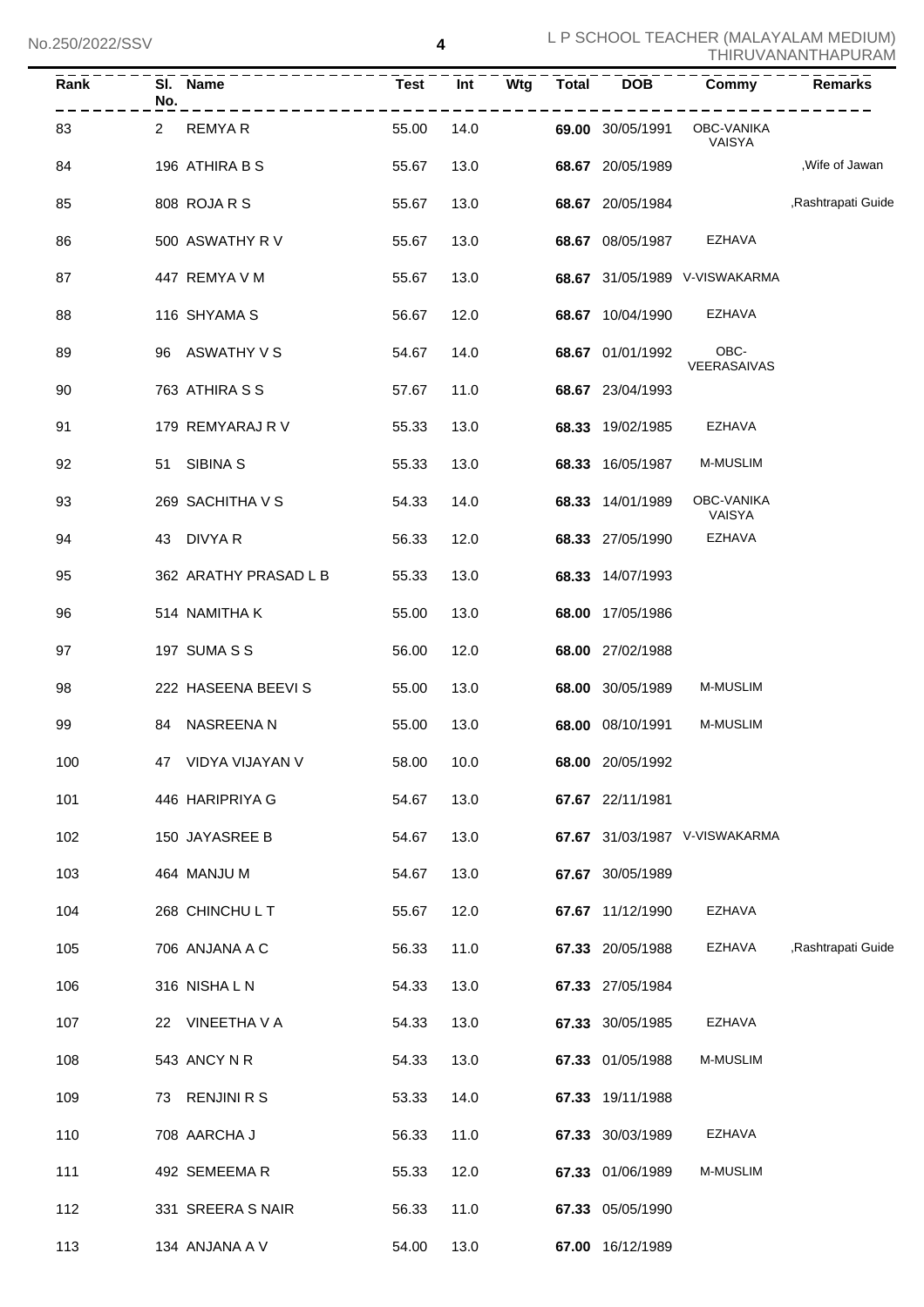| Rank | Sl. No. | Name | Test | Int | Wtg | Total | DOB | Commy | Remarks |
|---|---|---|---|---|---|---|---|---|---|
| 83 | 2 | REMYA R | 55.00 | 14.0 | | **69.00** | 30/05/1991 | OBC-VANIKA VAISYA | |
| 84 | 196 | ATHIRA B S | 55.67 | 13.0 | | **68.67** | 20/05/1989 | | ,Wife of Jawan |
| 85 | 808 | ROJA R S | 55.67 | 13.0 | | **68.67** | 20/05/1984 | | ,Rashtrapati Guide |
| 86 | 500 | ASWATHY R V | 55.67 | 13.0 | | **68.67** | 08/05/1987 | EZHAVA | |
| 87 | 447 | REMYA V M | 55.67 | 13.0 | | **68.67** | 31/05/1989 | V-VISWAKARMA | |
| 88 | 116 | SHYAMA S | 56.67 | 12.0 | | **68.67** | 10/04/1990 | EZHAVA | |
| 89 | 96 | ASWATHY V S | 54.67 | 14.0 | | **68.67** | 01/01/1992 | OBC-VEERASAIVAS | |
| 90 | 763 | ATHIRA S S | 57.67 | 11.0 | | **68.67** | 23/04/1993 | | |
| 91 | 179 | REMYARAJ R V | 55.33 | 13.0 | | **68.33** | 19/02/1985 | EZHAVA | |
| 92 | 51 | SIBINA S | 55.33 | 13.0 | | **68.33** | 16/05/1987 | M-MUSLIM | |
| 93 | 269 | SACHITHA V S | 54.33 | 14.0 | | **68.33** | 14/01/1989 | OBC-VANIKA VAISYA | |
| 94 | 43 | DIVYA R | 56.33 | 12.0 | | **68.33** | 27/05/1990 | EZHAVA | |
| 95 | 362 | ARATHY PRASAD L B | 55.33 | 13.0 | | **68.33** | 14/07/1993 | | |
| 96 | 514 | NAMITHA K | 55.00 | 13.0 | | **68.00** | 17/05/1986 | | |
| 97 | 197 | SUMA S S | 56.00 | 12.0 | | **68.00** | 27/02/1988 | | |
| 98 | 222 | HASEENA BEEVI S | 55.00 | 13.0 | | **68.00** | 30/05/1989 | M-MUSLIM | |
| 99 | 84 | NASREENA N | 55.00 | 13.0 | | **68.00** | 08/10/1991 | M-MUSLIM | |
| 100 | 47 | VIDYA VIJAYAN V | 58.00 | 10.0 | | **68.00** | 20/05/1992 | | |
| 101 | 446 | HARIPRIYA G | 54.67 | 13.0 | | **67.67** | 22/11/1981 | | |
| 102 | 150 | JAYASREE B | 54.67 | 13.0 | | **67.67** | 31/03/1987 | V-VISWAKARMA | |
| 103 | 464 | MANJU M | 54.67 | 13.0 | | **67.67** | 30/05/1989 | | |
| 104 | 268 | CHINCHU L T | 55.67 | 12.0 | | **67.67** | 11/12/1990 | EZHAVA | |
| 105 | 706 | ANJANA A C | 56.33 | 11.0 | | **67.33** | 20/05/1988 | EZHAVA | ,Rashtrapati Guide |
| 106 | 316 | NISHA L N | 54.33 | 13.0 | | **67.33** | 27/05/1984 | | |
| 107 | 22 | VINEETHA V A | 54.33 | 13.0 | | **67.33** | 30/05/1985 | EZHAVA | |
| 108 | 543 | ANCY N R | 54.33 | 13.0 | | **67.33** | 01/05/1988 | M-MUSLIM | |
| 109 | 73 | RENJINI R S | 53.33 | 14.0 | | **67.33** | 19/11/1988 | | |
| 110 | 708 | AARCHA J | 56.33 | 11.0 | | **67.33** | 30/03/1989 | EZHAVA | |
| 111 | 492 | SEMEEMA R | 55.33 | 12.0 | | **67.33** | 01/06/1989 | M-MUSLIM | |
| 112 | 331 | SREERA S NAIR | 56.33 | 11.0 | | **67.33** | 05/05/1990 | | |
| 113 | 134 | ANJANA A V | 54.00 | 13.0 | | **67.00** | 16/12/1989 | | |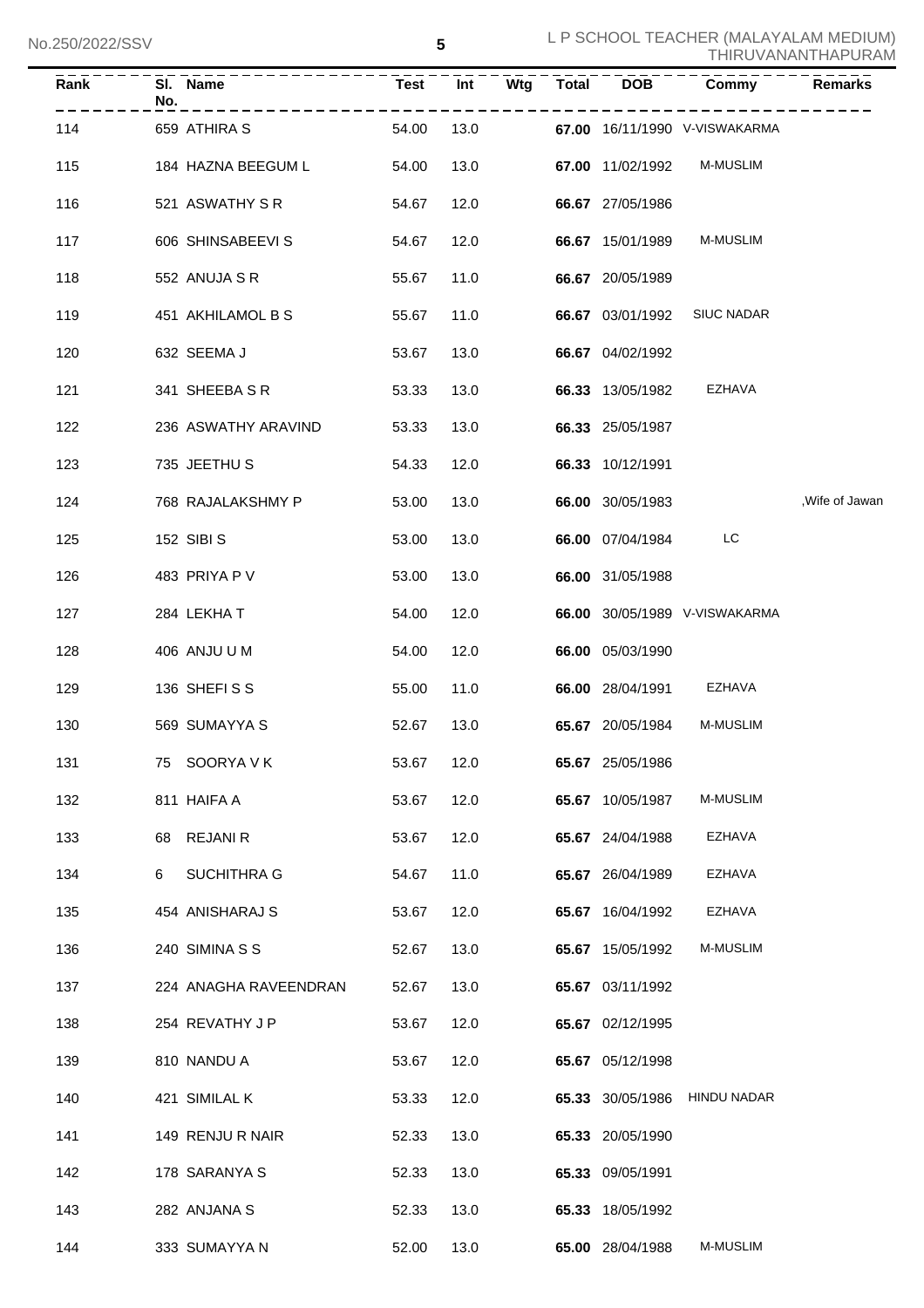| Rank | Sl. No. | Name | Test | Int | Wtg | Total | DOB | Commy | Remarks |
|---|---|---|---|---|---|---|---|---|---|
| 114 | 659 | ATHIRA S | 54.00 | 13.0 | | **67.00** | 16/11/1990 | V-VISWAKARMA | |
| 115 | 184 | HAZNA BEEGUM L | 54.00 | 13.0 | | **67.00** | 11/02/1992 | M-MUSLIM | |
| 116 | 521 | ASWATHY S R | 54.67 | 12.0 | | **66.67** | 27/05/1986 | | |
| 117 | 606 | SHINSABEEVI S | 54.67 | 12.0 | | **66.67** | 15/01/1989 | M-MUSLIM | |
| 118 | 552 | ANUJA S R | 55.67 | 11.0 | | **66.67** | 20/05/1989 | | |
| 119 | 451 | AKHILAMOL B S | 55.67 | 11.0 | | **66.67** | 03/01/1992 | SIUC NADAR | |
| 120 | 632 | SEEMA J | 53.67 | 13.0 | | **66.67** | 04/02/1992 | | |
| 121 | 341 | SHEEBA S R | 53.33 | 13.0 | | **66.33** | 13/05/1982 | EZHAVA | |
| 122 | 236 | ASWATHY ARAVIND | 53.33 | 13.0 | | **66.33** | 25/05/1987 | | |
| 123 | 735 | JEETHU S | 54.33 | 12.0 | | **66.33** | 10/12/1991 | | |
| 124 | 768 | RAJALAKSHMY P | 53.00 | 13.0 | | **66.00** | 30/05/1983 | | ,Wife of Jawan |
| 125 | 152 | SIBI S | 53.00 | 13.0 | | **66.00** | 07/04/1984 | LC | |
| 126 | 483 | PRIYA P V | 53.00 | 13.0 | | **66.00** | 31/05/1988 | | |
| 127 | 284 | LEKHA T | 54.00 | 12.0 | | **66.00** | 30/05/1989 | V-VISWAKARMA | |
| 128 | 406 | ANJU U M | 54.00 | 12.0 | | **66.00** | 05/03/1990 | | |
| 129 | 136 | SHEFI S S | 55.00 | 11.0 | | **66.00** | 28/04/1991 | EZHAVA | |
| 130 | 569 | SUMAYYA S | 52.67 | 13.0 | | **65.67** | 20/05/1984 | M-MUSLIM | |
| 131 | 75 | SOORYA V K | 53.67 | 12.0 | | **65.67** | 25/05/1986 | | |
| 132 | 811 | HAIFA A | 53.67 | 12.0 | | **65.67** | 10/05/1987 | M-MUSLIM | |
| 133 | 68 | REJANI R | 53.67 | 12.0 | | **65.67** | 24/04/1988 | EZHAVA | |
| 134 | 6 | SUCHITHRA G | 54.67 | 11.0 | | **65.67** | 26/04/1989 | EZHAVA | |
| 135 | 454 | ANISHARAJ S | 53.67 | 12.0 | | **65.67** | 16/04/1992 | EZHAVA | |
| 136 | 240 | SIMINA S S | 52.67 | 13.0 | | **65.67** | 15/05/1992 | M-MUSLIM | |
| 137 | 224 | ANAGHA RAVEENDRAN | 52.67 | 13.0 | | **65.67** | 03/11/1992 | | |
| 138 | 254 | REVATHY J P | 53.67 | 12.0 | | **65.67** | 02/12/1995 | | |
| 139 | 810 | NANDU A | 53.67 | 12.0 | | **65.67** | 05/12/1998 | | |
| 140 | 421 | SIMILAL K | 53.33 | 12.0 | | **65.33** | 30/05/1986 | HINDU NADAR | |
| 141 | 149 | RENJU R NAIR | 52.33 | 13.0 | | **65.33** | 20/05/1990 | | |
| 142 | 178 | SARANYA S | 52.33 | 13.0 | | **65.33** | 09/05/1991 | | |
| 143 | 282 | ANJANA S | 52.33 | 13.0 | | **65.33** | 18/05/1992 | | |
| 144 | 333 | SUMAYYA N | 52.00 | 13.0 | | **65.00** | 28/04/1988 | M-MUSLIM | |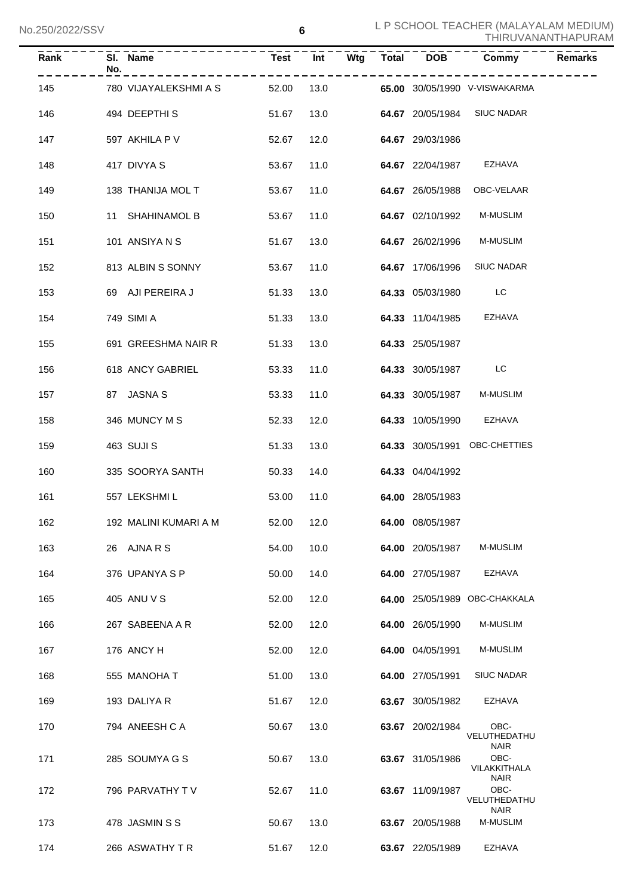| Rank | Sl. No. | Name | Test | Int | Wtg | Total | DOB | Commy | Remarks |
|---|---|---|---|---|---|---|---|---|---|
| 145 | 780 | VIJAYALEKSHMI A S | 52.00 | 13.0 | | **65.00** | 30/05/1990 | V-VISWAKARMA | |
| 146 | 494 | DEEPTHI S | 51.67 | 13.0 | | **64.67** | 20/05/1984 | SIUC NADAR | |
| 147 | 597 | AKHILA P V | 52.67 | 12.0 | | **64.67** | 29/03/1986 | | |
| 148 | 417 | DIVYA S | 53.67 | 11.0 | | **64.67** | 22/04/1987 | EZHAVA | |
| 149 | 138 | THANIJA MOL T | 53.67 | 11.0 | | **64.67** | 26/05/1988 | OBC-VELAAR | |
| 150 | 11 | SHAHINAMOL B | 53.67 | 11.0 | | **64.67** | 02/10/1992 | M-MUSLIM | |
| 151 | 101 | ANSIYA N S | 51.67 | 13.0 | | **64.67** | 26/02/1996 | M-MUSLIM | |
| 152 | 813 | ALBIN S SONNY | 53.67 | 11.0 | | **64.67** | 17/06/1996 | SIUC NADAR | |
| 153 | 69 | AJI PEREIRA J | 51.33 | 13.0 | | **64.33** | 05/03/1980 | LC | |
| 154 | 749 | SIMI A | 51.33 | 13.0 | | **64.33** | 11/04/1985 | EZHAVA | |
| 155 | 691 | GREESHMA NAIR R | 51.33 | 13.0 | | **64.33** | 25/05/1987 | | |
| 156 | 618 | ANCY GABRIEL | 53.33 | 11.0 | | **64.33** | 30/05/1987 | LC | |
| 157 | 87 | JASNA S | 53.33 | 11.0 | | **64.33** | 30/05/1987 | M-MUSLIM | |
| 158 | 346 | MUNCY M S | 52.33 | 12.0 | | **64.33** | 10/05/1990 | EZHAVA | |
| 159 | 463 | SUJI S | 51.33 | 13.0 | | **64.33** | 30/05/1991 | OBC-CHETTIES | |
| 160 | 335 | SOORYA SANTH | 50.33 | 14.0 | | **64.33** | 04/04/1992 | | |
| 161 | 557 | LEKSHMI L | 53.00 | 11.0 | | **64.00** | 28/05/1983 | | |
| 162 | 192 | MALINI KUMARI A M | 52.00 | 12.0 | | **64.00** | 08/05/1987 | | |
| 163 | 26 | AJNA R S | 54.00 | 10.0 | | **64.00** | 20/05/1987 | M-MUSLIM | |
| 164 | 376 | UPANYA S P | 50.00 | 14.0 | | **64.00** | 27/05/1987 | EZHAVA | |
| 165 | 405 | ANU V S | 52.00 | 12.0 | | **64.00** | 25/05/1989 | OBC-CHAKKALA | |
| 166 | 267 | SABEENA A R | 52.00 | 12.0 | | **64.00** | 26/05/1990 | M-MUSLIM | |
| 167 | 176 | ANCY H | 52.00 | 12.0 | | **64.00** | 04/05/1991 | M-MUSLIM | |
| 168 | 555 | MANOHA T | 51.00 | 13.0 | | **64.00** | 27/05/1991 | SIUC NADAR | |
| 169 | 193 | DALIYA R | 51.67 | 12.0 | | **63.67** | 30/05/1982 | EZHAVA | |
| 170 | 794 | ANEESH C A | 50.67 | 13.0 | | **63.67** | 20/02/1984 | OBC-VELUTHEDATHU NAIR | |
| 171 | 285 | SOUMYA G S | 50.67 | 13.0 | | **63.67** | 31/05/1986 | OBC-VILAKKITHALA NAIR | |
| 172 | 796 | PARVATHY T V | 52.67 | 11.0 | | **63.67** | 11/09/1987 | OBC-VELUTHEDATHU NAIR | |
| 173 | 478 | JASMIN S S | 50.67 | 13.0 | | **63.67** | 20/05/1988 | M-MUSLIM | |
| 174 | 266 | ASWATHY T R | 51.67 | 12.0 | | **63.67** | 22/05/1989 | EZHAVA | |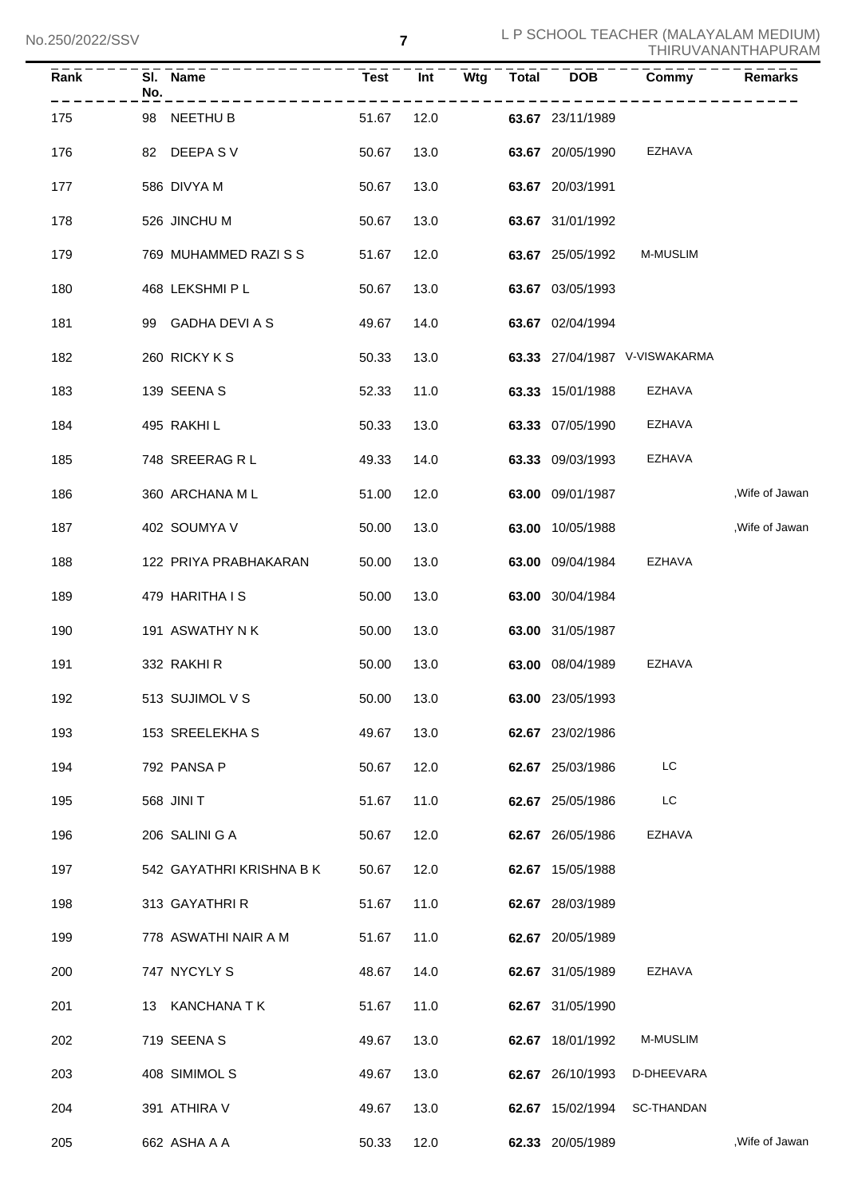| Rank | Sl. No. | Name | Test | Int | Wtg | Total | DOB | Commy | Remarks |
|---|---|---|---|---|---|---|---|---|---|
| 175 | 98 | NEETHU B | 51.67 | 12.0 | | 63.67 | 23/11/1989 | | |
| 176 | 82 | DEEPA S V | 50.67 | 13.0 | | 63.67 | 20/05/1990 | EZHAVA | |
| 177 | 586 | DIVYA M | 50.67 | 13.0 | | 63.67 | 20/03/1991 | | |
| 178 | 526 | JINCHU M | 50.67 | 13.0 | | 63.67 | 31/01/1992 | | |
| 179 | 769 | MUHAMMED RAZI S S | 51.67 | 12.0 | | 63.67 | 25/05/1992 | M-MUSLIM | |
| 180 | 468 | LEKSHMI P L | 50.67 | 13.0 | | 63.67 | 03/05/1993 | | |
| 181 | 99 | GADHA DEVI A S | 49.67 | 14.0 | | 63.67 | 02/04/1994 | | |
| 182 | 260 | RICKY K S | 50.33 | 13.0 | | 63.33 | 27/04/1987 | V-VISWAKARMA | |
| 183 | 139 | SEENA S | 52.33 | 11.0 | | 63.33 | 15/01/1988 | EZHAVA | |
| 184 | 495 | RAKHI L | 50.33 | 13.0 | | 63.33 | 07/05/1990 | EZHAVA | |
| 185 | 748 | SREERAG R L | 49.33 | 14.0 | | 63.33 | 09/03/1993 | EZHAVA | |
| 186 | 360 | ARCHANA M L | 51.00 | 12.0 | | 63.00 | 09/01/1987 | | ,Wife of Jawan |
| 187 | 402 | SOUMYA V | 50.00 | 13.0 | | 63.00 | 10/05/1988 | | ,Wife of Jawan |
| 188 | 122 | PRIYA PRABHAKARAN | 50.00 | 13.0 | | 63.00 | 09/04/1984 | EZHAVA | |
| 189 | 479 | HARITHA I S | 50.00 | 13.0 | | 63.00 | 30/04/1984 | | |
| 190 | 191 | ASWATHY N K | 50.00 | 13.0 | | 63.00 | 31/05/1987 | | |
| 191 | 332 | RAKHI R | 50.00 | 13.0 | | 63.00 | 08/04/1989 | EZHAVA | |
| 192 | 513 | SUJIMOL V S | 50.00 | 13.0 | | 63.00 | 23/05/1993 | | |
| 193 | 153 | SREELEKHA S | 49.67 | 13.0 | | 62.67 | 23/02/1986 | | |
| 194 | 792 | PANSA P | 50.67 | 12.0 | | 62.67 | 25/03/1986 | LC | |
| 195 | 568 | JINI T | 51.67 | 11.0 | | 62.67 | 25/05/1986 | LC | |
| 196 | 206 | SALINI G A | 50.67 | 12.0 | | 62.67 | 26/05/1986 | EZHAVA | |
| 197 | 542 | GAYATHRI KRISHNA B K | 50.67 | 12.0 | | 62.67 | 15/05/1988 | | |
| 198 | 313 | GAYATHRI R | 51.67 | 11.0 | | 62.67 | 28/03/1989 | | |
| 199 | 778 | ASWATHI NAIR A M | 51.67 | 11.0 | | 62.67 | 20/05/1989 | | |
| 200 | 747 | NYCYLY S | 48.67 | 14.0 | | 62.67 | 31/05/1989 | EZHAVA | |
| 201 | 13 | KANCHANA T K | 51.67 | 11.0 | | 62.67 | 31/05/1990 | | |
| 202 | 719 | SEENA S | 49.67 | 13.0 | | 62.67 | 18/01/1992 | M-MUSLIM | |
| 203 | 408 | SIMIMOL S | 49.67 | 13.0 | | 62.67 | 26/10/1993 | D-DHEEVARA | |
| 204 | 391 | ATHIRA V | 49.67 | 13.0 | | 62.67 | 15/02/1994 | SC-THANDAN | |
| 205 | 662 | ASHA A A | 50.33 | 12.0 | | 62.33 | 20/05/1989 | | ,Wife of Jawan |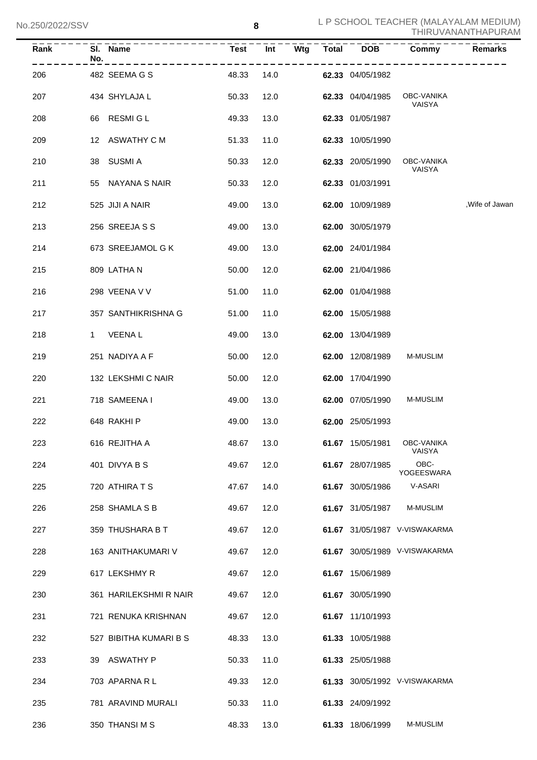| Rank | Sl. No. | Name | Test | Int | Wtg | Total | DOB | Commy | Remarks |
|---|---|---|---|---|---|---|---|---|---|
| 206 | 482 | SEEMA G S | 48.33 | 14.0 | | **62.33** | 04/05/1982 | | |
| 207 | 434 | SHYLAJA L | 50.33 | 12.0 | | **62.33** | 04/04/1985 | OBC-VANIKA VAISYA | |
| 208 | 66 | RESMI G L | 49.33 | 13.0 | | **62.33** | 01/05/1987 | | |
| 209 | 12 | ASWATHY C M | 51.33 | 11.0 | | **62.33** | 10/05/1990 | | |
| 210 | 38 | SUSMI A | 50.33 | 12.0 | | **62.33** | 20/05/1990 | OBC-VANIKA VAISYA | |
| 211 | 55 | NAYANA S NAIR | 50.33 | 12.0 | | **62.33** | 01/03/1991 | | |
| 212 | 525 | JIJI A NAIR | 49.00 | 13.0 | | **62.00** | 10/09/1989 | | ,Wife of Jawan |
| 213 | 256 | SREEJA S S | 49.00 | 13.0 | | **62.00** | 30/05/1979 | | |
| 214 | 673 | SREEJAMOL G K | 49.00 | 13.0 | | **62.00** | 24/01/1984 | | |
| 215 | 809 | LATHA N | 50.00 | 12.0 | | **62.00** | 21/04/1986 | | |
| 216 | 298 | VEENA V V | 51.00 | 11.0 | | **62.00** | 01/04/1988 | | |
| 217 | 357 | SANTHIKRISHNA G | 51.00 | 11.0 | | **62.00** | 15/05/1988 | | |
| 218 | 1 | VEENA L | 49.00 | 13.0 | | **62.00** | 13/04/1989 | | |
| 219 | 251 | NADIYA A F | 50.00 | 12.0 | | **62.00** | 12/08/1989 | M-MUSLIM | |
| 220 | 132 | LEKSHMI C NAIR | 50.00 | 12.0 | | **62.00** | 17/04/1990 | | |
| 221 | 718 | SAMEENA I | 49.00 | 13.0 | | **62.00** | 07/05/1990 | M-MUSLIM | |
| 222 | 648 | RAKHI P | 49.00 | 13.0 | | **62.00** | 25/05/1993 | | |
| 223 | 616 | REJITHA A | 48.67 | 13.0 | | **61.67** | 15/05/1981 | OBC-VANIKA VAISYA | |
| 224 | 401 | DIVYA B S | 49.67 | 12.0 | | **61.67** | 28/07/1985 | OBC-YOGEESWARA | |
| 225 | 720 | ATHIRA T S | 47.67 | 14.0 | | **61.67** | 30/05/1986 | V-ASARI | |
| 226 | 258 | SHAMLA S B | 49.67 | 12.0 | | **61.67** | 31/05/1987 | M-MUSLIM | |
| 227 | 359 | THUSHARA B T | 49.67 | 12.0 | | **61.67** | 31/05/1987 | V-VISWAKARMA | |
| 228 | 163 | ANITHAKUMARI V | 49.67 | 12.0 | | **61.67** | 30/05/1989 | V-VISWAKARMA | |
| 229 | 617 | LEKSHMY R | 49.67 | 12.0 | | **61.67** | 15/06/1989 | | |
| 230 | 361 | HARILEKSHMI R NAIR | 49.67 | 12.0 | | **61.67** | 30/05/1990 | | |
| 231 | 721 | RENUKA KRISHNAN | 49.67 | 12.0 | | **61.67** | 11/10/1993 | | |
| 232 | 527 | BIBITHA KUMARI B S | 48.33 | 13.0 | | **61.33** | 10/05/1988 | | |
| 233 | 39 | ASWATHY P | 50.33 | 11.0 | | **61.33** | 25/05/1988 | | |
| 234 | 703 | APARNA R L | 49.33 | 12.0 | | **61.33** | 30/05/1992 | V-VISWAKARMA | |
| 235 | 781 | ARAVIND MURALI | 50.33 | 11.0 | | **61.33** | 24/09/1992 | | |
| 236 | 350 | THANSI M S | 48.33 | 13.0 | | **61.33** | 18/06/1999 | M-MUSLIM | |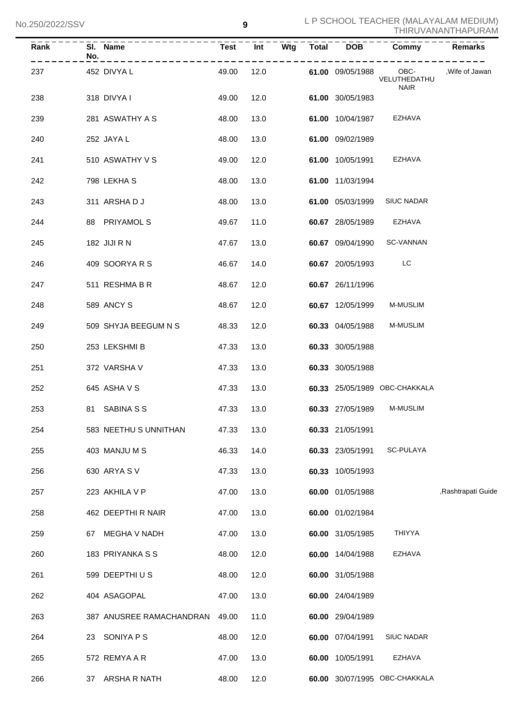| Rank | Sl. No. | Name | Test | Int | Wtg | Total | DOB | Commy | Remarks |
|---|---|---|---|---|---|---|---|---|---|
| 237 | 452 | DIVYA L | 49.00 | 12.0 | | **61.00** | 09/05/1988 | OBC-VELUTHEDATHU NAIR | ,Wife of Jawan |
| 238 | 318 | DIVYA I | 49.00 | 12.0 | | **61.00** | 30/05/1983 | | |
| 239 | 281 | ASWATHY A S | 48.00 | 13.0 | | **61.00** | 10/04/1987 | EZHAVA | |
| 240 | 252 | JAYA L | 48.00 | 13.0 | | **61.00** | 09/02/1989 | | |
| 241 | 510 | ASWATHY V S | 49.00 | 12.0 | | **61.00** | 10/05/1991 | EZHAVA | |
| 242 | 798 | LEKHA S | 48.00 | 13.0 | | **61.00** | 11/03/1994 | | |
| 243 | 311 | ARSHA D J | 48.00 | 13.0 | | **61.00** | 05/03/1999 | SIUC NADAR | |
| 244 | 88 | PRIYAMOL S | 49.67 | 11.0 | | **60.67** | 28/05/1989 | EZHAVA | |
| 245 | 182 | JIJI R N | 47.67 | 13.0 | | **60.67** | 09/04/1990 | SC-VANNAN | |
| 246 | 409 | SOORYA R S | 46.67 | 14.0 | | **60.67** | 20/05/1993 | LC | |
| 247 | 511 | RESHMA B R | 48.67 | 12.0 | | **60.67** | 26/11/1996 | | |
| 248 | 589 | ANCY S | 48.67 | 12.0 | | **60.67** | 12/05/1999 | M-MUSLIM | |
| 249 | 509 | SHYJA BEEGUM N S | 48.33 | 12.0 | | **60.33** | 04/05/1988 | M-MUSLIM | |
| 250 | 253 | LEKSHMI B | 47.33 | 13.0 | | **60.33** | 30/05/1988 | | |
| 251 | 372 | VARSHA V | 47.33 | 13.0 | | **60.33** | 30/05/1988 | | |
| 252 | 645 | ASHA V S | 47.33 | 13.0 | | **60.33** | 25/05/1989 | OBC-CHAKKALA | |
| 253 | 81 | SABINA S S | 47.33 | 13.0 | | **60.33** | 27/05/1989 | M-MUSLIM | |
| 254 | 583 | NEETHU S UNNITHAN | 47.33 | 13.0 | | **60.33** | 21/05/1991 | | |
| 255 | 403 | MANJU M S | 46.33 | 14.0 | | **60.33** | 23/05/1991 | SC-PULAYA | |
| 256 | 630 | ARYA S V | 47.33 | 13.0 | | **60.33** | 10/05/1993 | | |
| 257 | 223 | AKHILA V P | 47.00 | 13.0 | | **60.00** | 01/05/1988 | | ,Rashtrapati Guide |
| 258 | 462 | DEEPTHI R NAIR | 47.00 | 13.0 | | **60.00** | 01/02/1984 | | |
| 259 | 67 | MEGHA V NADH | 47.00 | 13.0 | | **60.00** | 31/05/1985 | THIYYA | |
| 260 | 183 | PRIYANKA S S | 48.00 | 12.0 | | **60.00** | 14/04/1988 | EZHAVA | |
| 261 | 599 | DEEPTHI U S | 48.00 | 12.0 | | **60.00** | 31/05/1988 | | |
| 262 | 404 | ASAGOPAL | 47.00 | 13.0 | | **60.00** | 24/04/1989 | | |
| 263 | 387 | ANUSREE RAMACHANDRAN | 49.00 | 11.0 | | **60.00** | 29/04/1989 | | |
| 264 | 23 | SONIYA P S | 48.00 | 12.0 | | **60.00** | 07/04/1991 | SIUC NADAR | |
| 265 | 572 | REMYA A R | 47.00 | 13.0 | | **60.00** | 10/05/1991 | EZHAVA | |
| 266 | 37 | ARSHA R NATH | 48.00 | 12.0 | | **60.00** | 30/07/1995 | OBC-CHAKKALA | |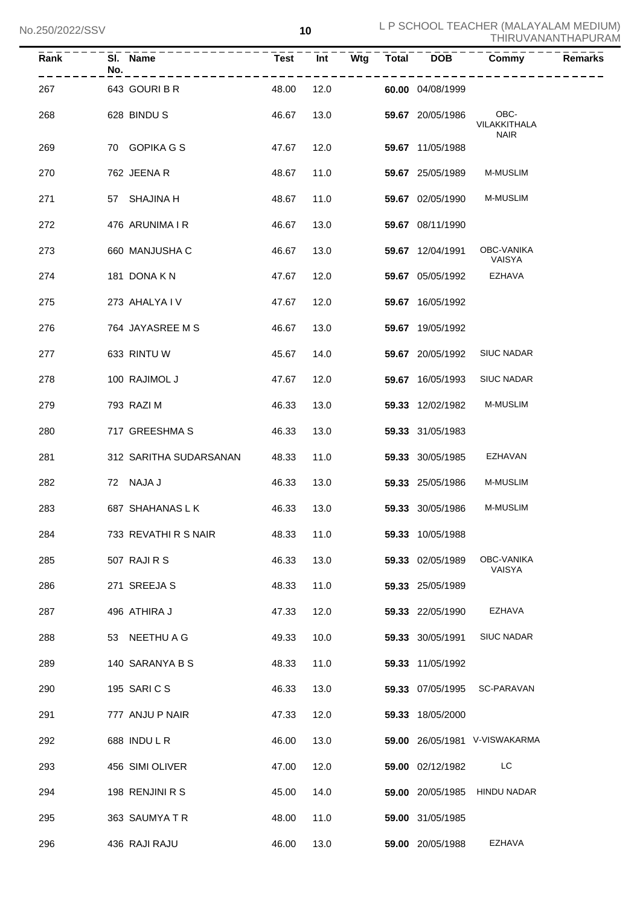| Rank | Sl. No. | Name | Test | Int | Wtg | Total | DOB | Commy | Remarks |
|---|---|---|---|---|---|---|---|---|---|
| 267 | 643 | GOURI B R | 48.00 | 12.0 | | **60.00** | 04/08/1999 | | |
| 268 | 628 | BINDU S | 46.67 | 13.0 | | **59.67** | 20/05/1986 | OBC-VILAKKITHALA NAIR | |
| 269 | 70 | GOPIKA G S | 47.67 | 12.0 | | **59.67** | 11/05/1988 | | |
| 270 | 762 | JEENA R | 48.67 | 11.0 | | **59.67** | 25/05/1989 | M-MUSLIM | |
| 271 | 57 | SHAJINA H | 48.67 | 11.0 | | **59.67** | 02/05/1990 | M-MUSLIM | |
| 272 | 476 | ARUNIMA I R | 46.67 | 13.0 | | **59.67** | 08/11/1990 | | |
| 273 | 660 | MANJUSHA C | 46.67 | 13.0 | | **59.67** | 12/04/1991 | OBC-VANIKA VAISYA | |
| 274 | 181 | DONA K N | 47.67 | 12.0 | | **59.67** | 05/05/1992 | EZHAVA | |
| 275 | 273 | AHALYA I V | 47.67 | 12.0 | | **59.67** | 16/05/1992 | | |
| 276 | 764 | JAYASREE M S | 46.67 | 13.0 | | **59.67** | 19/05/1992 | | |
| 277 | 633 | RINTU W | 45.67 | 14.0 | | **59.67** | 20/05/1992 | SIUC NADAR | |
| 278 | 100 | RAJIMOL J | 47.67 | 12.0 | | **59.67** | 16/05/1993 | SIUC NADAR | |
| 279 | 793 | RAZI M | 46.33 | 13.0 | | **59.33** | 12/02/1982 | M-MUSLIM | |
| 280 | 717 | GREESHMA S | 46.33 | 13.0 | | **59.33** | 31/05/1983 | | |
| 281 | 312 | SARITHA SUDARSANAN | 48.33 | 11.0 | | **59.33** | 30/05/1985 | EZHAVAN | |
| 282 | 72 | NAJA J | 46.33 | 13.0 | | **59.33** | 25/05/1986 | M-MUSLIM | |
| 283 | 687 | SHAHANAS L K | 46.33 | 13.0 | | **59.33** | 30/05/1986 | M-MUSLIM | |
| 284 | 733 | REVATHI R S NAIR | 48.33 | 11.0 | | **59.33** | 10/05/1988 | | |
| 285 | 507 | RAJI R S | 46.33 | 13.0 | | **59.33** | 02/05/1989 | OBC-VANIKA VAISYA | |
| 286 | 271 | SREEJA S | 48.33 | 11.0 | | **59.33** | 25/05/1989 | | |
| 287 | 496 | ATHIRA J | 47.33 | 12.0 | | **59.33** | 22/05/1990 | EZHAVA | |
| 288 | 53 | NEETHU A G | 49.33 | 10.0 | | **59.33** | 30/05/1991 | SIUC NADAR | |
| 289 | 140 | SARANYA B S | 48.33 | 11.0 | | **59.33** | 11/05/1992 | | |
| 290 | 195 | SARI C S | 46.33 | 13.0 | | **59.33** | 07/05/1995 | SC-PARAVAN | |
| 291 | 777 | ANJU P NAIR | 47.33 | 12.0 | | **59.33** | 18/05/2000 | | |
| 292 | 688 | INDU L R | 46.00 | 13.0 | | **59.00** | 26/05/1981 | V-VISWAKARMA | |
| 293 | 456 | SIMI OLIVER | 47.00 | 12.0 | | **59.00** | 02/12/1982 | LC | |
| 294 | 198 | RENJINI R S | 45.00 | 14.0 | | **59.00** | 20/05/1985 | HINDU NADAR | |
| 295 | 363 | SAUMYA T R | 48.00 | 11.0 | | **59.00** | 31/05/1985 | | |
| 296 | 436 | RAJI RAJU | 46.00 | 13.0 | | **59.00** | 20/05/1988 | EZHAVA | |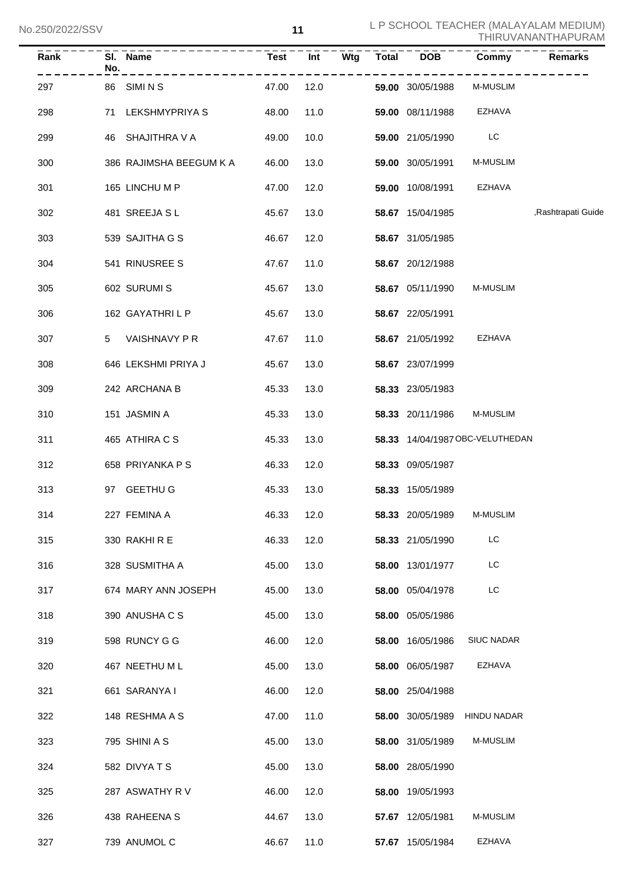| Rank | Sl. No. | Name | Test | Int | Wtg | Total | DOB | Commy | Remarks |
|---|---|---|---|---|---|---|---|---|---|
| 297 | 86 | SIMI N S | 47.00 | 12.0 | | **59.00** | 30/05/1988 | M-MUSLIM | |
| 298 | 71 | LEKSHMYPRIYA S | 48.00 | 11.0 | | **59.00** | 08/11/1988 | EZHAVA | |
| 299 | 46 | SHAJITHRA V A | 49.00 | 10.0 | | **59.00** | 21/05/1990 | LC | |
| 300 | 386 | RAJIMSHA BEEGUM K A | 46.00 | 13.0 | | **59.00** | 30/05/1991 | M-MUSLIM | |
| 301 | 165 | LINCHU M P | 47.00 | 12.0 | | **59.00** | 10/08/1991 | EZHAVA | |
| 302 | 481 | SREEJA S L | 45.67 | 13.0 | | **58.67** | 15/04/1985 | | ,Rashtrapati Guide |
| 303 | 539 | SAJITHA G S | 46.67 | 12.0 | | **58.67** | 31/05/1985 | | |
| 304 | 541 | RINUSREE S | 47.67 | 11.0 | | **58.67** | 20/12/1988 | | |
| 305 | 602 | SURUMI S | 45.67 | 13.0 | | **58.67** | 05/11/1990 | M-MUSLIM | |
| 306 | 162 | GAYATHRI L P | 45.67 | 13.0 | | **58.67** | 22/05/1991 | | |
| 307 | 5 | VAISHNAVY P R | 47.67 | 11.0 | | **58.67** | 21/05/1992 | EZHAVA | |
| 308 | 646 | LEKSHMI PRIYA J | 45.67 | 13.0 | | **58.67** | 23/07/1999 | | |
| 309 | 242 | ARCHANA B | 45.33 | 13.0 | | **58.33** | 23/05/1983 | | |
| 310 | 151 | JASMIN A | 45.33 | 13.0 | | **58.33** | 20/11/1986 | M-MUSLIM | |
| 311 | 465 | ATHIRA C S | 45.33 | 13.0 | | **58.33** | 14/04/1987 | OBC-VELUTHEDAN | |
| 312 | 658 | PRIYANKA P S | 46.33 | 12.0 | | **58.33** | 09/05/1987 | | |
| 313 | 97 | GEETHU G | 45.33 | 13.0 | | **58.33** | 15/05/1989 | | |
| 314 | 227 | FEMINA A | 46.33 | 12.0 | | **58.33** | 20/05/1989 | M-MUSLIM | |
| 315 | 330 | RAKHI R E | 46.33 | 12.0 | | **58.33** | 21/05/1990 | LC | |
| 316 | 328 | SUSMITHA A | 45.00 | 13.0 | | **58.00** | 13/01/1977 | LC | |
| 317 | 674 | MARY ANN JOSEPH | 45.00 | 13.0 | | **58.00** | 05/04/1978 | LC | |
| 318 | 390 | ANUSHA C S | 45.00 | 13.0 | | **58.00** | 05/05/1986 | | |
| 319 | 598 | RUNCY G G | 46.00 | 12.0 | | **58.00** | 16/05/1986 | SIUC NADAR | |
| 320 | 467 | NEETHU M L | 45.00 | 13.0 | | **58.00** | 06/05/1987 | EZHAVA | |
| 321 | 661 | SARANYA I | 46.00 | 12.0 | | **58.00** | 25/04/1988 | | |
| 322 | 148 | RESHMA A S | 47.00 | 11.0 | | **58.00** | 30/05/1989 | HINDU NADAR | |
| 323 | 795 | SHINI A S | 45.00 | 13.0 | | **58.00** | 31/05/1989 | M-MUSLIM | |
| 324 | 582 | DIVYA T S | 45.00 | 13.0 | | **58.00** | 28/05/1990 | | |
| 325 | 287 | ASWATHY R V | 46.00 | 12.0 | | **58.00** | 19/05/1993 | | |
| 326 | 438 | RAHEENA S | 44.67 | 13.0 | | **57.67** | 12/05/1981 | M-MUSLIM | |
| 327 | 739 | ANUMOL C | 46.67 | 11.0 | | **57.67** | 15/05/1984 | EZHAVA | |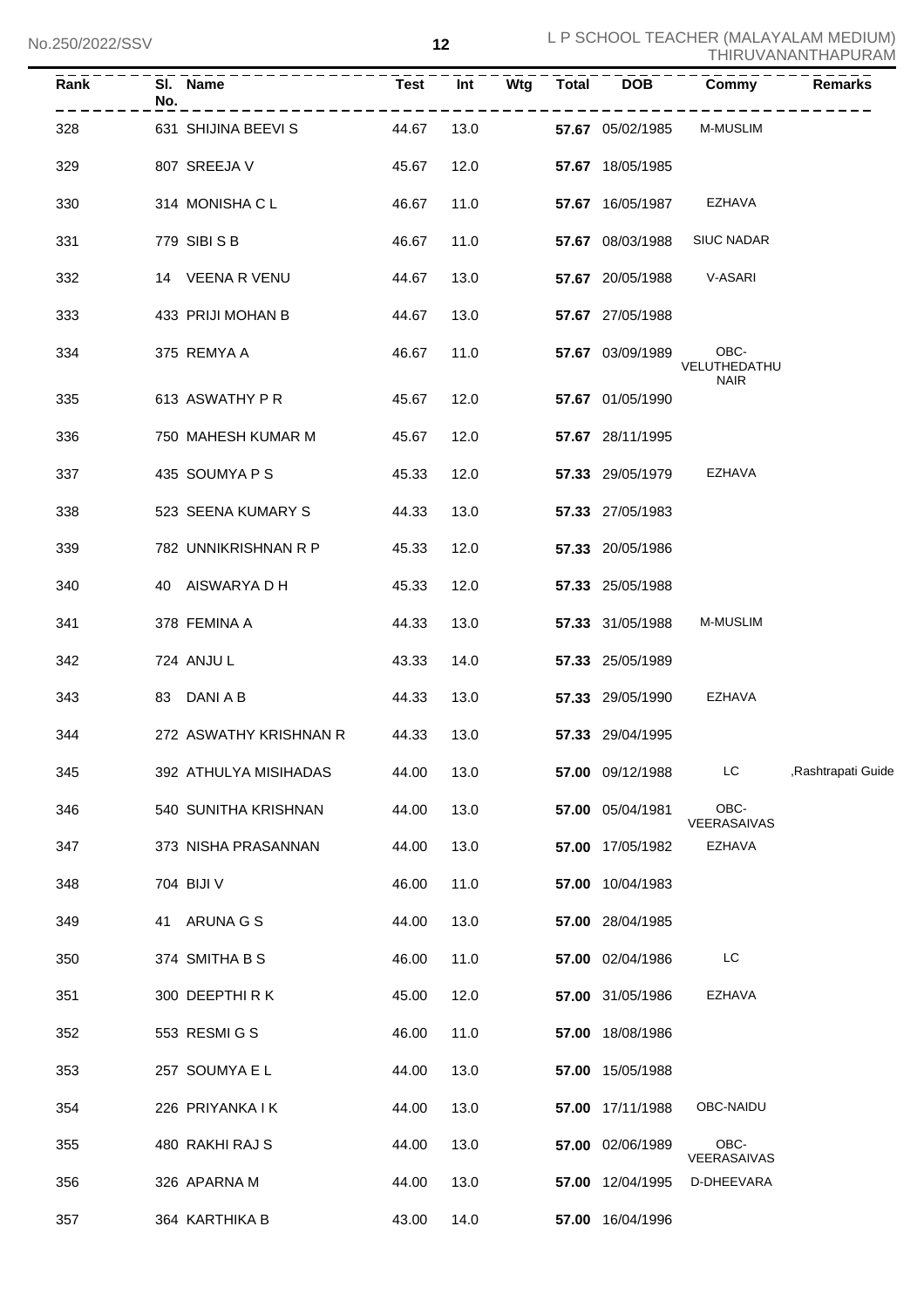| Rank | Sl. No. | Name | Test | Int | Wtg | Total | DOB | Commy | Remarks |
|---|---|---|---|---|---|---|---|---|---|
| 328 | 631 | SHIJINA BEEVI S | 44.67 | 13.0 | | **57.67** | 05/02/1985 | M-MUSLIM | |
| 329 | 807 | SREEJA V | 45.67 | 12.0 | | **57.67** | 18/05/1985 | | |
| 330 | 314 | MONISHA C L | 46.67 | 11.0 | | **57.67** | 16/05/1987 | EZHAVA | |
| 331 | 779 | SIBI S B | 46.67 | 11.0 | | **57.67** | 08/03/1988 | SIUC NADAR | |
| 332 | 14 | VEENA R VENU | 44.67 | 13.0 | | **57.67** | 20/05/1988 | V-ASARI | |
| 333 | 433 | PRIJI MOHAN B | 44.67 | 13.0 | | **57.67** | 27/05/1988 | | |
| 334 | 375 | REMYA A | 46.67 | 11.0 | | **57.67** | 03/09/1989 | OBC-VELUTHEDATHU NAIR | |
| 335 | 613 | ASWATHY P R | 45.67 | 12.0 | | **57.67** | 01/05/1990 | | |
| 336 | 750 | MAHESH KUMAR M | 45.67 | 12.0 | | **57.67** | 28/11/1995 | | |
| 337 | 435 | SOUMYA P S | 45.33 | 12.0 | | **57.33** | 29/05/1979 | EZHAVA | |
| 338 | 523 | SEENA KUMARY S | 44.33 | 13.0 | | **57.33** | 27/05/1983 | | |
| 339 | 782 | UNNIKRISHNAN R P | 45.33 | 12.0 | | **57.33** | 20/05/1986 | | |
| 340 | 40 | AISWARYA D H | 45.33 | 12.0 | | **57.33** | 25/05/1988 | | |
| 341 | 378 | FEMINA A | 44.33 | 13.0 | | **57.33** | 31/05/1988 | M-MUSLIM | |
| 342 | 724 | ANJU L | 43.33 | 14.0 | | **57.33** | 25/05/1989 | | |
| 343 | 83 | DANI A B | 44.33 | 13.0 | | **57.33** | 29/05/1990 | EZHAVA | |
| 344 | 272 | ASWATHY KRISHNAN R | 44.33 | 13.0 | | **57.33** | 29/04/1995 | | |
| 345 | 392 | ATHULYA MISIHADAS | 44.00 | 13.0 | | **57.00** | 09/12/1988 | LC | ,Rashtrapati Guide |
| 346 | 540 | SUNITHA KRISHNAN | 44.00 | 13.0 | | **57.00** | 05/04/1981 | OBC-VEERASAIVAS | |
| 347 | 373 | NISHA PRASANNAN | 44.00 | 13.0 | | **57.00** | 17/05/1982 | EZHAVA | |
| 348 | 704 | BIJI V | 46.00 | 11.0 | | **57.00** | 10/04/1983 | | |
| 349 | 41 | ARUNA G S | 44.00 | 13.0 | | **57.00** | 28/04/1985 | | |
| 350 | 374 | SMITHA B S | 46.00 | 11.0 | | **57.00** | 02/04/1986 | LC | |
| 351 | 300 | DEEPTHI R K | 45.00 | 12.0 | | **57.00** | 31/05/1986 | EZHAVA | |
| 352 | 553 | RESMI G S | 46.00 | 11.0 | | **57.00** | 18/08/1986 | | |
| 353 | 257 | SOUMYA E L | 44.00 | 13.0 | | **57.00** | 15/05/1988 | | |
| 354 | 226 | PRIYANKA I K | 44.00 | 13.0 | | **57.00** | 17/11/1988 | OBC-NAIDU | |
| 355 | 480 | RAKHI RAJ S | 44.00 | 13.0 | | **57.00** | 02/06/1989 | OBC-VEERASAIVAS | |
| 356 | 326 | APARNA M | 44.00 | 13.0 | | **57.00** | 12/04/1995 | D-DHEEVARA | |
| 357 | 364 | KARTHIKA B | 43.00 | 14.0 | | **57.00** | 16/04/1996 | | |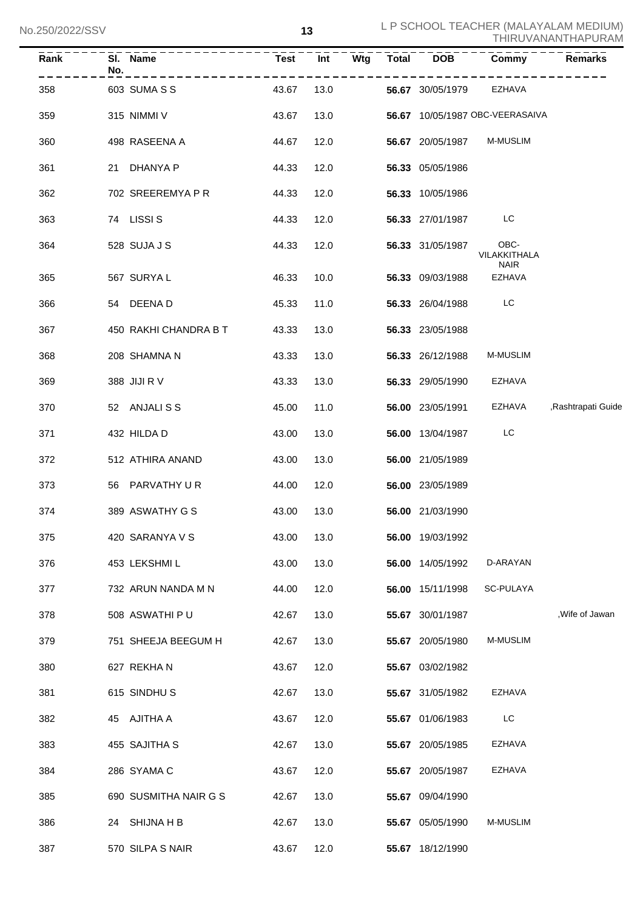| Rank | Sl. No. | Name | Test | Int | Wtg | Total | DOB | Commy | Remarks |
|---|---|---|---|---|---|---|---|---|---|
| 358 | 603 | SUMA S S | 43.67 | 13.0 | | **56.67** | 30/05/1979 | EZHAVA | |
| 359 | 315 | NIMMI V | 43.67 | 13.0 | | **56.67** | 10/05/1987 | OBC-VEERASAIVA | |
| 360 | 498 | RASEENA A | 44.67 | 12.0 | | **56.67** | 20/05/1987 | M-MUSLIM | |
| 361 | 21 | DHANYA P | 44.33 | 12.0 | | **56.33** | 05/05/1986 | | |
| 362 | 702 | SREEREMYA P R | 44.33 | 12.0 | | **56.33** | 10/05/1986 | | |
| 363 | 74 | LISSI S | 44.33 | 12.0 | | **56.33** | 27/01/1987 | LC | |
| 364 | 528 | SUJA J S | 44.33 | 12.0 | | **56.33** | 31/05/1987 | OBC-VILAKKITHALA NAIR | |
| 365 | 567 | SURYA L | 46.33 | 10.0 | | **56.33** | 09/03/1988 | EZHAVA | |
| 366 | 54 | DEENA D | 45.33 | 11.0 | | **56.33** | 26/04/1988 | LC | |
| 367 | 450 | RAKHI CHANDRA B T | 43.33 | 13.0 | | **56.33** | 23/05/1988 | | |
| 368 | 208 | SHAMNA N | 43.33 | 13.0 | | **56.33** | 26/12/1988 | M-MUSLIM | |
| 369 | 388 | JIJI R V | 43.33 | 13.0 | | **56.33** | 29/05/1990 | EZHAVA | |
| 370 | 52 | ANJALI S S | 45.00 | 11.0 | | **56.00** | 23/05/1991 | EZHAVA | ,Rashtrapati Guide |
| 371 | 432 | HILDA D | 43.00 | 13.0 | | **56.00** | 13/04/1987 | LC | |
| 372 | 512 | ATHIRA ANAND | 43.00 | 13.0 | | **56.00** | 21/05/1989 | | |
| 373 | 56 | PARVATHY U R | 44.00 | 12.0 | | **56.00** | 23/05/1989 | | |
| 374 | 389 | ASWATHY G S | 43.00 | 13.0 | | **56.00** | 21/03/1990 | | |
| 375 | 420 | SARANYA V S | 43.00 | 13.0 | | **56.00** | 19/03/1992 | | |
| 376 | 453 | LEKSHMI L | 43.00 | 13.0 | | **56.00** | 14/05/1992 | D-ARAYAN | |
| 377 | 732 | ARUN NANDA M N | 44.00 | 12.0 | | **56.00** | 15/11/1998 | SC-PULAYA | |
| 378 | 508 | ASWATHI P U | 42.67 | 13.0 | | **55.67** | 30/01/1987 | | ,Wife of Jawan |
| 379 | 751 | SHEEJA BEEGUM H | 42.67 | 13.0 | | **55.67** | 20/05/1980 | M-MUSLIM | |
| 380 | 627 | REKHA N | 43.67 | 12.0 | | **55.67** | 03/02/1982 | | |
| 381 | 615 | SINDHU S | 42.67 | 13.0 | | **55.67** | 31/05/1982 | EZHAVA | |
| 382 | 45 | AJITHA A | 43.67 | 12.0 | | **55.67** | 01/06/1983 | LC | |
| 383 | 455 | SAJITHA S | 42.67 | 13.0 | | **55.67** | 20/05/1985 | EZHAVA | |
| 384 | 286 | SYAMA C | 43.67 | 12.0 | | **55.67** | 20/05/1987 | EZHAVA | |
| 385 | 690 | SUSMITHA NAIR G S | 42.67 | 13.0 | | **55.67** | 09/04/1990 | | |
| 386 | 24 | SHIJNA H B | 42.67 | 13.0 | | **55.67** | 05/05/1990 | M-MUSLIM | |
| 387 | 570 | SILPA S NAIR | 43.67 | 12.0 | | **55.67** | 18/12/1990 | | |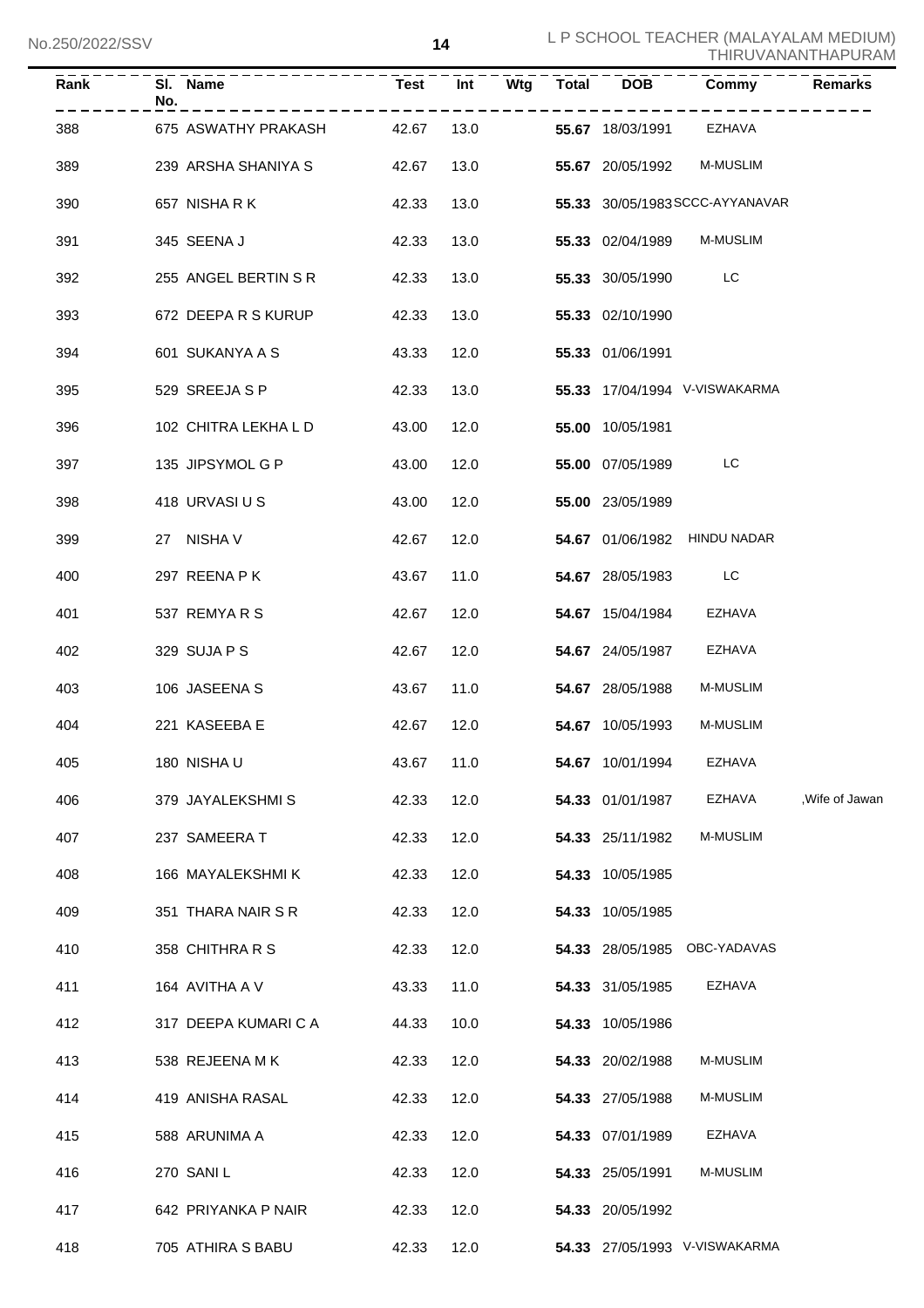| Rank | Sl. No. | Name | Test | Int | Wtg | Total | DOB | Commy | Remarks |
|---|---|---|---|---|---|---|---|---|---|
| 388 | 675 | ASWATHY PRAKASH | 42.67 | 13.0 | | **55.67** | 18/03/1991 | EZHAVA | |
| 389 | 239 | ARSHA SHANIYA S | 42.67 | 13.0 | | **55.67** | 20/05/1992 | M-MUSLIM | |
| 390 | 657 | NISHA R K | 42.33 | 13.0 | | **55.33** | 30/05/1983 | SCCC-AYYANAVAR | |
| 391 | 345 | SEENA J | 42.33 | 13.0 | | **55.33** | 02/04/1989 | M-MUSLIM | |
| 392 | 255 | ANGEL BERTIN S R | 42.33 | 13.0 | | **55.33** | 30/05/1990 | LC | |
| 393 | 672 | DEEPA R S KURUP | 42.33 | 13.0 | | **55.33** | 02/10/1990 | | |
| 394 | 601 | SUKANYA A S | 43.33 | 12.0 | | **55.33** | 01/06/1991 | | |
| 395 | 529 | SREEJA S P | 42.33 | 13.0 | | **55.33** | 17/04/1994 | V-VISWAKARMA | |
| 396 | 102 | CHITRA LEKHA L D | 43.00 | 12.0 | | **55.00** | 10/05/1981 | | |
| 397 | 135 | JIPSYMOL G P | 43.00 | 12.0 | | **55.00** | 07/05/1989 | LC | |
| 398 | 418 | URVASI U S | 43.00 | 12.0 | | **55.00** | 23/05/1989 | | |
| 399 | 27 | NISHA V | 42.67 | 12.0 | | **54.67** | 01/06/1982 | HINDU NADAR | |
| 400 | 297 | REENA P K | 43.67 | 11.0 | | **54.67** | 28/05/1983 | LC | |
| 401 | 537 | REMYA R S | 42.67 | 12.0 | | **54.67** | 15/04/1984 | EZHAVA | |
| 402 | 329 | SUJA P S | 42.67 | 12.0 | | **54.67** | 24/05/1987 | EZHAVA | |
| 403 | 106 | JASEENA S | 43.67 | 11.0 | | **54.67** | 28/05/1988 | M-MUSLIM | |
| 404 | 221 | KASEEBA E | 42.67 | 12.0 | | **54.67** | 10/05/1993 | M-MUSLIM | |
| 405 | 180 | NISHA U | 43.67 | 11.0 | | **54.67** | 10/01/1994 | EZHAVA | |
| 406 | 379 | JAYALEKSHMI S | 42.33 | 12.0 | | **54.33** | 01/01/1987 | EZHAVA | ,Wife of Jawan |
| 407 | 237 | SAMEERA T | 42.33 | 12.0 | | **54.33** | 25/11/1982 | M-MUSLIM | |
| 408 | 166 | MAYALEKSHMI K | 42.33 | 12.0 | | **54.33** | 10/05/1985 | | |
| 409 | 351 | THARA NAIR S R | 42.33 | 12.0 | | **54.33** | 10/05/1985 | | |
| 410 | 358 | CHITHRA R S | 42.33 | 12.0 | | **54.33** | 28/05/1985 | OBC-YADAVAS | |
| 411 | 164 | AVITHA A V | 43.33 | 11.0 | | **54.33** | 31/05/1985 | EZHAVA | |
| 412 | 317 | DEEPA KUMARI C A | 44.33 | 10.0 | | **54.33** | 10/05/1986 | | |
| 413 | 538 | REJEENA M K | 42.33 | 12.0 | | **54.33** | 20/02/1988 | M-MUSLIM | |
| 414 | 419 | ANISHA RASAL | 42.33 | 12.0 | | **54.33** | 27/05/1988 | M-MUSLIM | |
| 415 | 588 | ARUNIMA A | 42.33 | 12.0 | | **54.33** | 07/01/1989 | EZHAVA | |
| 416 | 270 | SANI L | 42.33 | 12.0 | | **54.33** | 25/05/1991 | M-MUSLIM | |
| 417 | 642 | PRIYANKA P NAIR | 42.33 | 12.0 | | **54.33** | 20/05/1992 | | |
| 418 | 705 | ATHIRA S BABU | 42.33 | 12.0 | | **54.33** | 27/05/1993 | V-VISWAKARMA | |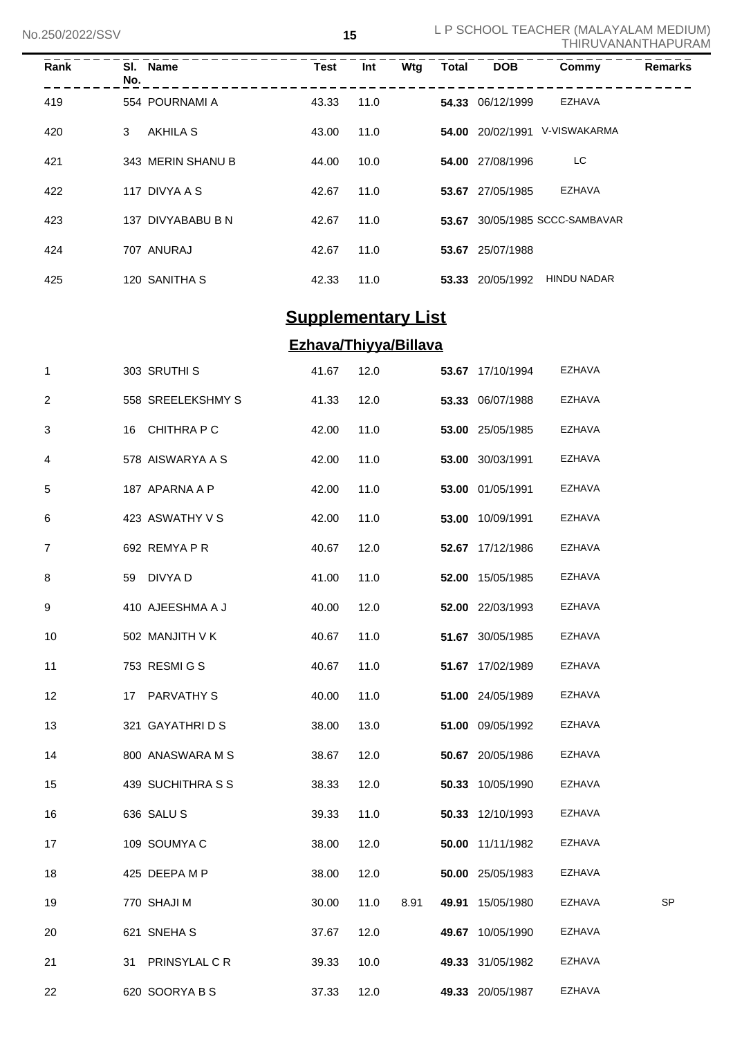| Rank | Sl. No. | Name | Test | Int | Wtg | Total | DOB | Commy | Remarks |
|---|---|---|---|---|---|---|---|---|---|
| 419 | 554 | POURNAMI A | 43.33 | 11.0 | | **54.33** | 06/12/1999 | EZHAVA | |
| 420 | 3 | AKHILA S | 43.00 | 11.0 | | **54.00** | 20/02/1991 | V-VISWAKARMA | |
| 421 | 343 | MERIN SHANU B | 44.00 | 10.0 | | **54.00** | 27/08/1996 | LC | |
| 422 | 117 | DIVYA A S | 42.67 | 11.0 | | **53.67** | 27/05/1985 | EZHAVA | |
| 423 | 137 | DIVYABABU B N | 42.67 | 11.0 | | **53.67** | 30/05/1985 | SCCC-SAMBAVAR | |
| 424 | 707 | ANURAJ | 42.67 | 11.0 | | **53.67** | 25/07/1988 | | |
| 425 | 120 | SANITHA S | 42.33 | 11.0 | | **53.33** | 20/05/1992 | HINDU NADAR | |

## Supplementary List

### Ezhava/Thiyya/Billava

| Rank | Sl. No. | Name | Test | Int | Wtg | Total | DOB | Commy | Remarks |
|---|---|---|---|---|---|---|---|---|---|
| 1 | 303 | SRUTHI S | 41.67 | 12.0 | | **53.67** | 17/10/1994 | EZHAVA | |
| 2 | 558 | SREELEKSHMY S | 41.33 | 12.0 | | **53.33** | 06/07/1988 | EZHAVA | |
| 3 | 16 | CHITHRA P C | 42.00 | 11.0 | | **53.00** | 25/05/1985 | EZHAVA | |
| 4 | 578 | AISWARYA A S | 42.00 | 11.0 | | **53.00** | 30/03/1991 | EZHAVA | |
| 5 | 187 | APARNA A P | 42.00 | 11.0 | | **53.00** | 01/05/1991 | EZHAVA | |
| 6 | 423 | ASWATHY V S | 42.00 | 11.0 | | **53.00** | 10/09/1991 | EZHAVA | |
| 7 | 692 | REMYA P R | 40.67 | 12.0 | | **52.67** | 17/12/1986 | EZHAVA | |
| 8 | 59 | DIVYA D | 41.00 | 11.0 | | **52.00** | 15/05/1985 | EZHAVA | |
| 9 | 410 | AJEESHMA A J | 40.00 | 12.0 | | **52.00** | 22/03/1993 | EZHAVA | |
| 10 | 502 | MANJITH V K | 40.67 | 11.0 | | **51.67** | 30/05/1985 | EZHAVA | |
| 11 | 753 | RESMI G S | 40.67 | 11.0 | | **51.67** | 17/02/1989 | EZHAVA | |
| 12 | 17 | PARVATHY S | 40.00 | 11.0 | | **51.00** | 24/05/1989 | EZHAVA | |
| 13 | 321 | GAYATHRI D S | 38.00 | 13.0 | | **51.00** | 09/05/1992 | EZHAVA | |
| 14 | 800 | ANASWARA M S | 38.67 | 12.0 | | **50.67** | 20/05/1986 | EZHAVA | |
| 15 | 439 | SUCHITHRA S S | 38.33 | 12.0 | | **50.33** | 10/05/1990 | EZHAVA | |
| 16 | 636 | SALU S | 39.33 | 11.0 | | **50.33** | 12/10/1993 | EZHAVA | |
| 17 | 109 | SOUMYA C | 38.00 | 12.0 | | **50.00** | 11/11/1982 | EZHAVA | |
| 18 | 425 | DEEPA M P | 38.00 | 12.0 | | **50.00** | 25/05/1983 | EZHAVA | |
| 19 | 770 | SHAJI M | 30.00 | 11.0 | 8.91 | **49.91** | 15/05/1980 | EZHAVA | SP |
| 20 | 621 | SNEHA S | 37.67 | 12.0 | | **49.67** | 10/05/1990 | EZHAVA | |
| 21 | 31 | PRINSYLAL C R | 39.33 | 10.0 | | **49.33** | 31/05/1982 | EZHAVA | |
| 22 | 620 | SOORYA B S | 37.33 | 12.0 | | **49.33** | 20/05/1987 | EZHAVA | |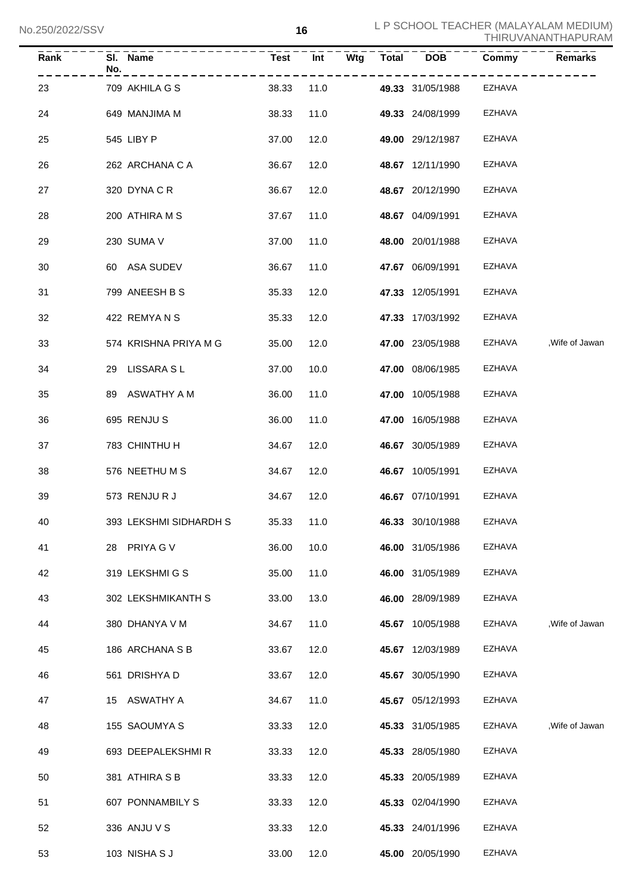| Rank | Sl. No. | Name | Test | Int | Wtg | Total | DOB | Commy | Remarks |
|---|---|---|---|---|---|---|---|---|---|
| 23 | 709 | AKHILA G S | 38.33 | 11.0 | | **49.33** | 31/05/1988 | EZHAVA | |
| 24 | 649 | MANJIMA M | 38.33 | 11.0 | | **49.33** | 24/08/1999 | EZHAVA | |
| 25 | 545 | LIBY P | 37.00 | 12.0 | | **49.00** | 29/12/1987 | EZHAVA | |
| 26 | 262 | ARCHANA C A | 36.67 | 12.0 | | **48.67** | 12/11/1990 | EZHAVA | |
| 27 | 320 | DYNA C R | 36.67 | 12.0 | | **48.67** | 20/12/1990 | EZHAVA | |
| 28 | 200 | ATHIRA M S | 37.67 | 11.0 | | **48.67** | 04/09/1991 | EZHAVA | |
| 29 | 230 | SUMA V | 37.00 | 11.0 | | **48.00** | 20/01/1988 | EZHAVA | |
| 30 | 60 | ASA SUDEV | 36.67 | 11.0 | | **47.67** | 06/09/1991 | EZHAVA | |
| 31 | 799 | ANEESH B S | 35.33 | 12.0 | | **47.33** | 12/05/1991 | EZHAVA | |
| 32 | 422 | REMYA N S | 35.33 | 12.0 | | **47.33** | 17/03/1992 | EZHAVA | |
| 33 | 574 | KRISHNA PRIYA M G | 35.00 | 12.0 | | **47.00** | 23/05/1988 | EZHAVA | ,Wife of Jawan |
| 34 | 29 | LISSARA S L | 37.00 | 10.0 | | **47.00** | 08/06/1985 | EZHAVA | |
| 35 | 89 | ASWATHY A M | 36.00 | 11.0 | | **47.00** | 10/05/1988 | EZHAVA | |
| 36 | 695 | RENJU S | 36.00 | 11.0 | | **47.00** | 16/05/1988 | EZHAVA | |
| 37 | 783 | CHINTHU H | 34.67 | 12.0 | | **46.67** | 30/05/1989 | EZHAVA | |
| 38 | 576 | NEETHU M S | 34.67 | 12.0 | | **46.67** | 10/05/1991 | EZHAVA | |
| 39 | 573 | RENJU R J | 34.67 | 12.0 | | **46.67** | 07/10/1991 | EZHAVA | |
| 40 | 393 | LEKSHMI SIDHARDH S | 35.33 | 11.0 | | **46.33** | 30/10/1988 | EZHAVA | |
| 41 | 28 | PRIYA G V | 36.00 | 10.0 | | **46.00** | 31/05/1986 | EZHAVA | |
| 42 | 319 | LEKSHMI G S | 35.00 | 11.0 | | **46.00** | 31/05/1989 | EZHAVA | |
| 43 | 302 | LEKSHMIKANTH S | 33.00 | 13.0 | | **46.00** | 28/09/1989 | EZHAVA | |
| 44 | 380 | DHANYA V M | 34.67 | 11.0 | | **45.67** | 10/05/1988 | EZHAVA | ,Wife of Jawan |
| 45 | 186 | ARCHANA S B | 33.67 | 12.0 | | **45.67** | 12/03/1989 | EZHAVA | |
| 46 | 561 | DRISHYA D | 33.67 | 12.0 | | **45.67** | 30/05/1990 | EZHAVA | |
| 47 | 15 | ASWATHY A | 34.67 | 11.0 | | **45.67** | 05/12/1993 | EZHAVA | |
| 48 | 155 | SAOUMYA S | 33.33 | 12.0 | | **45.33** | 31/05/1985 | EZHAVA | ,Wife of Jawan |
| 49 | 693 | DEEPALEKSHMI R | 33.33 | 12.0 | | **45.33** | 28/05/1980 | EZHAVA | |
| 50 | 381 | ATHIRA S B | 33.33 | 12.0 | | **45.33** | 20/05/1989 | EZHAVA | |
| 51 | 607 | PONNAMBILY S | 33.33 | 12.0 | | **45.33** | 02/04/1990 | EZHAVA | |
| 52 | 336 | ANJU V S | 33.33 | 12.0 | | **45.33** | 24/01/1996 | EZHAVA | |
| 53 | 103 | NISHA S J | 33.00 | 12.0 | | **45.00** | 20/05/1990 | EZHAVA | |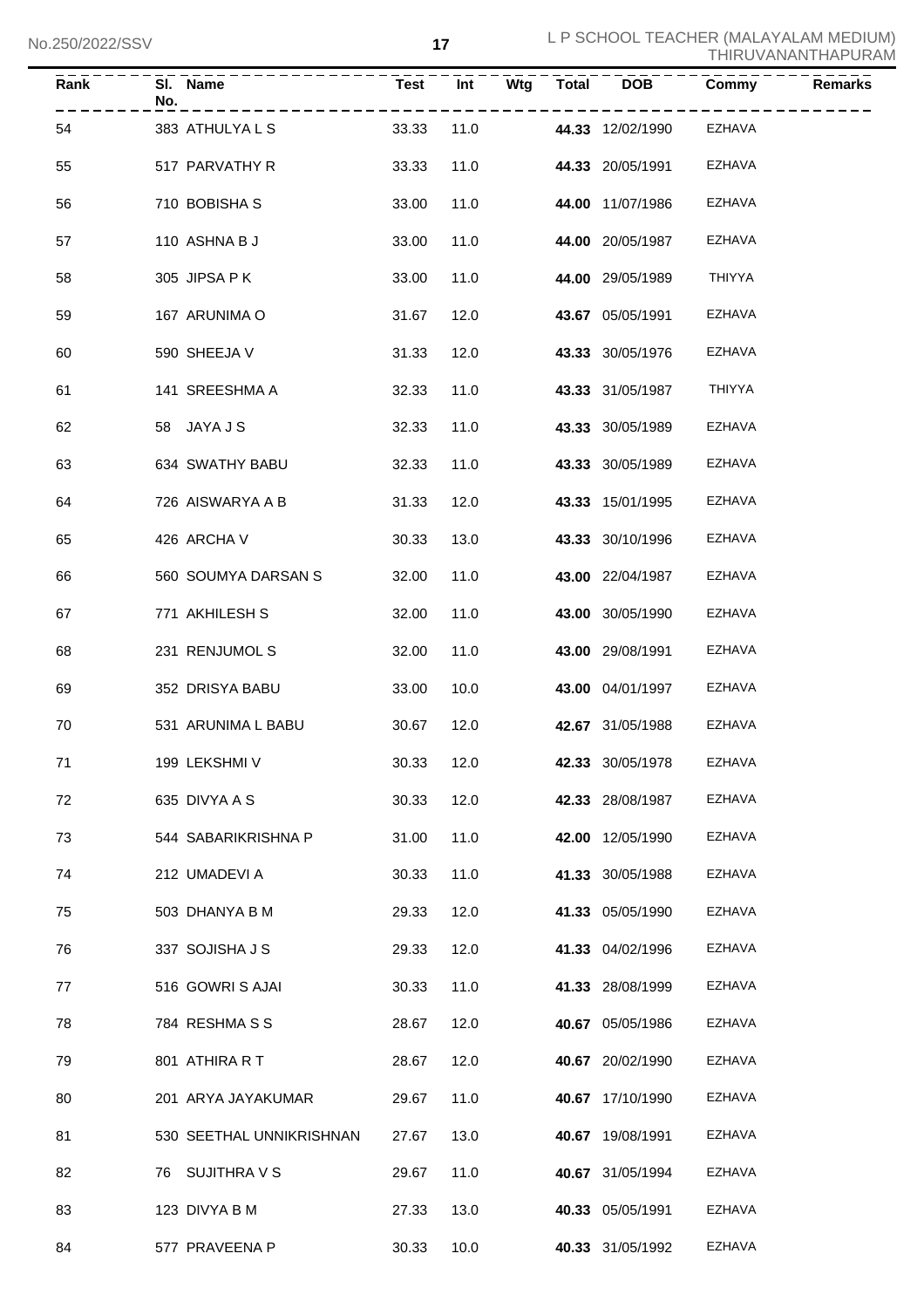| Rank | Sl. No. | Name | Test | Int | Wtg | Total | DOB | Commy | Remarks |
|---|---|---|---|---|---|---|---|---|---|
| 54 | 383 | ATHULYA L S | 33.33 | 11.0 | | **44.33** | 12/02/1990 | EZHAVA | |
| 55 | 517 | PARVATHY R | 33.33 | 11.0 | | **44.33** | 20/05/1991 | EZHAVA | |
| 56 | 710 | BOBISHA S | 33.00 | 11.0 | | **44.00** | 11/07/1986 | EZHAVA | |
| 57 | 110 | ASHNA B J | 33.00 | 11.0 | | **44.00** | 20/05/1987 | EZHAVA | |
| 58 | 305 | JIPSA P K | 33.00 | 11.0 | | **44.00** | 29/05/1989 | THIYYA | |
| 59 | 167 | ARUNIMA O | 31.67 | 12.0 | | **43.67** | 05/05/1991 | EZHAVA | |
| 60 | 590 | SHEEJA V | 31.33 | 12.0 | | **43.33** | 30/05/1976 | EZHAVA | |
| 61 | 141 | SREESHMA A | 32.33 | 11.0 | | **43.33** | 31/05/1987 | THIYYA | |
| 62 | 58 | JAYA J S | 32.33 | 11.0 | | **43.33** | 30/05/1989 | EZHAVA | |
| 63 | 634 | SWATHY BABU | 32.33 | 11.0 | | **43.33** | 30/05/1989 | EZHAVA | |
| 64 | 726 | AISWARYA A B | 31.33 | 12.0 | | **43.33** | 15/01/1995 | EZHAVA | |
| 65 | 426 | ARCHA V | 30.33 | 13.0 | | **43.33** | 30/10/1996 | EZHAVA | |
| 66 | 560 | SOUMYA DARSAN S | 32.00 | 11.0 | | **43.00** | 22/04/1987 | EZHAVA | |
| 67 | 771 | AKHILESH S | 32.00 | 11.0 | | **43.00** | 30/05/1990 | EZHAVA | |
| 68 | 231 | RENJUMOL S | 32.00 | 11.0 | | **43.00** | 29/08/1991 | EZHAVA | |
| 69 | 352 | DRISYA BABU | 33.00 | 10.0 | | **43.00** | 04/01/1997 | EZHAVA | |
| 70 | 531 | ARUNIMA L BABU | 30.67 | 12.0 | | **42.67** | 31/05/1988 | EZHAVA | |
| 71 | 199 | LEKSHMI V | 30.33 | 12.0 | | **42.33** | 30/05/1978 | EZHAVA | |
| 72 | 635 | DIVYA A S | 30.33 | 12.0 | | **42.33** | 28/08/1987 | EZHAVA | |
| 73 | 544 | SABARIKRISHNA P | 31.00 | 11.0 | | **42.00** | 12/05/1990 | EZHAVA | |
| 74 | 212 | UMADEVI A | 30.33 | 11.0 | | **41.33** | 30/05/1988 | EZHAVA | |
| 75 | 503 | DHANYA B M | 29.33 | 12.0 | | **41.33** | 05/05/1990 | EZHAVA | |
| 76 | 337 | SOJISHA J S | 29.33 | 12.0 | | **41.33** | 04/02/1996 | EZHAVA | |
| 77 | 516 | GOWRI S AJAI | 30.33 | 11.0 | | **41.33** | 28/08/1999 | EZHAVA | |
| 78 | 784 | RESHMA S S | 28.67 | 12.0 | | **40.67** | 05/05/1986 | EZHAVA | |
| 79 | 801 | ATHIRA R T | 28.67 | 12.0 | | **40.67** | 20/02/1990 | EZHAVA | |
| 80 | 201 | ARYA JAYAKUMAR | 29.67 | 11.0 | | **40.67** | 17/10/1990 | EZHAVA | |
| 81 | 530 | SEETHAL UNNIKRISHNAN | 27.67 | 13.0 | | **40.67** | 19/08/1991 | EZHAVA | |
| 82 | 76 | SUJITHRA V S | 29.67 | 11.0 | | **40.67** | 31/05/1994 | EZHAVA | |
| 83 | 123 | DIVYA B M | 27.33 | 13.0 | | **40.33** | 05/05/1991 | EZHAVA | |
| 84 | 577 | PRAVEENA P | 30.33 | 10.0 | | **40.33** | 31/05/1992 | EZHAVA | |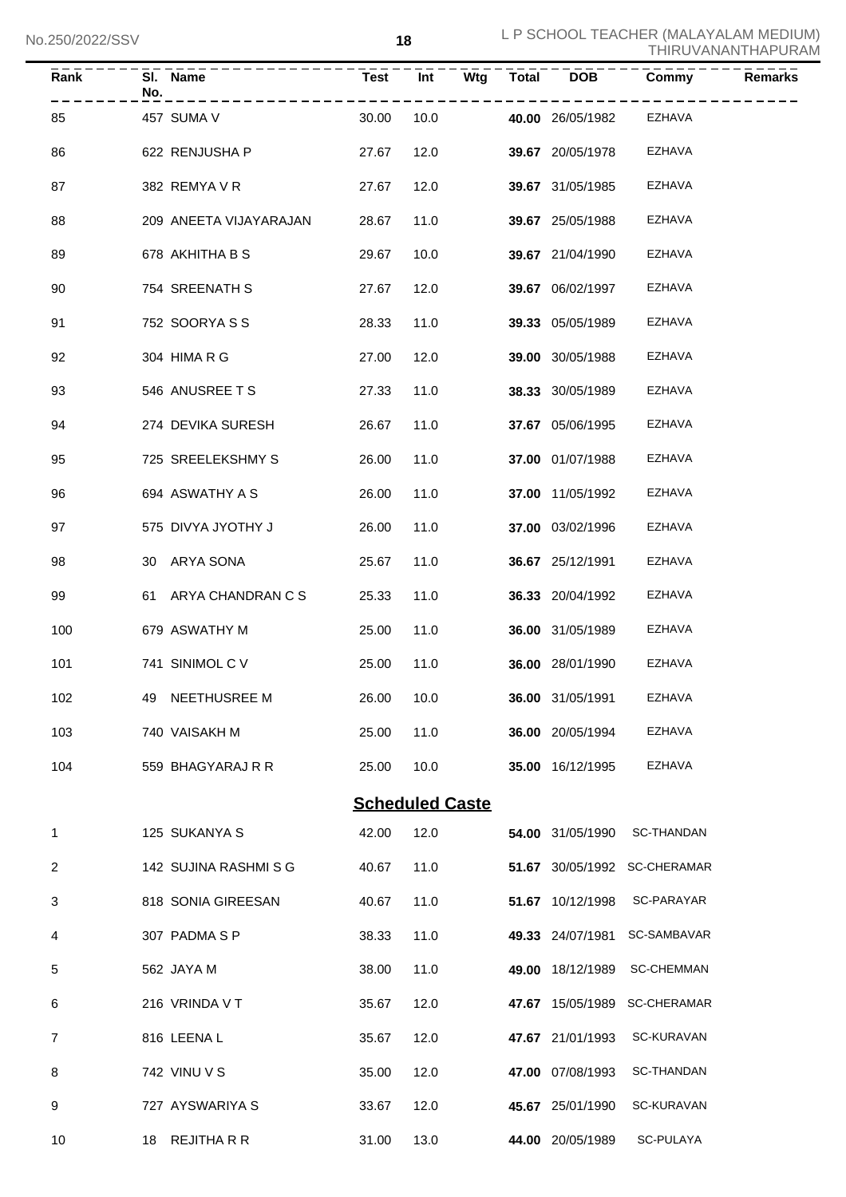| Rank | Sl. No. | Name | Test | Int | Wtg | Total | DOB | Commy | Remarks |
|---|---|---|---|---|---|---|---|---|---|
| 85 | 457 | SUMA V | 30.00 | 10.0 | | **40.00** | 26/05/1982 | EZHAVA | |
| 86 | 622 | RENJUSHA P | 27.67 | 12.0 | | **39.67** | 20/05/1978 | EZHAVA | |
| 87 | 382 | REMYA V R | 27.67 | 12.0 | | **39.67** | 31/05/1985 | EZHAVA | |
| 88 | 209 | ANEETA VIJAYARAJAN | 28.67 | 11.0 | | **39.67** | 25/05/1988 | EZHAVA | |
| 89 | 678 | AKHITHA B S | 29.67 | 10.0 | | **39.67** | 21/04/1990 | EZHAVA | |
| 90 | 754 | SREENATH S | 27.67 | 12.0 | | **39.67** | 06/02/1997 | EZHAVA | |
| 91 | 752 | SOORYA S S | 28.33 | 11.0 | | **39.33** | 05/05/1989 | EZHAVA | |
| 92 | 304 | HIMA R G | 27.00 | 12.0 | | **39.00** | 30/05/1988 | EZHAVA | |
| 93 | 546 | ANUSREE T S | 27.33 | 11.0 | | **38.33** | 30/05/1989 | EZHAVA | |
| 94 | 274 | DEVIKA SURESH | 26.67 | 11.0 | | **37.67** | 05/06/1995 | EZHAVA | |
| 95 | 725 | SREELEKSHMY S | 26.00 | 11.0 | | **37.00** | 01/07/1988 | EZHAVA | |
| 96 | 694 | ASWATHY A S | 26.00 | 11.0 | | **37.00** | 11/05/1992 | EZHAVA | |
| 97 | 575 | DIVYA JYOTHY J | 26.00 | 11.0 | | **37.00** | 03/02/1996 | EZHAVA | |
| 98 | 30 | ARYA SONA | 25.67 | 11.0 | | **36.67** | 25/12/1991 | EZHAVA | |
| 99 | 61 | ARYA CHANDRAN C S | 25.33 | 11.0 | | **36.33** | 20/04/1992 | EZHAVA | |
| 100 | 679 | ASWATHY M | 25.00 | 11.0 | | **36.00** | 31/05/1989 | EZHAVA | |
| 101 | 741 | SINIMOL C V | 25.00 | 11.0 | | **36.00** | 28/01/1990 | EZHAVA | |
| 102 | 49 | NEETHUSREE M | 26.00 | 10.0 | | **36.00** | 31/05/1991 | EZHAVA | |
| 103 | 740 | VAISAKH M | 25.00 | 11.0 | | **36.00** | 20/05/1994 | EZHAVA | |
| 104 | 559 | BHAGYARAJ R R | 25.00 | 10.0 | | **35.00** | 16/12/1995 | EZHAVA | |

## Scheduled Caste

| Rank | Sl. No. | Name | Test | Int | Wtg | Total | DOB | Commy | Remarks |
|---|---|---|---|---|---|---|---|---|---|
| 1 | 125 | SUKANYA S | 42.00 | 12.0 | | **54.00** | 31/05/1990 | SC-THANDAN | |
| 2 | 142 | SUJINA RASHMI S G | 40.67 | 11.0 | | **51.67** | 30/05/1992 | SC-CHERAMAR | |
| 3 | 818 | SONIA GIREESAN | 40.67 | 11.0 | | **51.67** | 10/12/1998 | SC-PARAYAR | |
| 4 | 307 | PADMA S P | 38.33 | 11.0 | | **49.33** | 24/07/1981 | SC-SAMBAVAR | |
| 5 | 562 | JAYA M | 38.00 | 11.0 | | **49.00** | 18/12/1989 | SC-CHEMMAN | |
| 6 | 216 | VRINDA V T | 35.67 | 12.0 | | **47.67** | 15/05/1989 | SC-CHERAMAR | |
| 7 | 816 | LEENA L | 35.67 | 12.0 | | **47.67** | 21/01/1993 | SC-KURAVAN | |
| 8 | 742 | VINU V S | 35.00 | 12.0 | | **47.00** | 07/08/1993 | SC-THANDAN | |
| 9 | 727 | AYSWARIYA S | 33.67 | 12.0 | | **45.67** | 25/01/1990 | SC-KURAVAN | |
| 10 | 18 | REJITHA R R | 31.00 | 13.0 | | **44.00** | 20/05/1989 | SC-PULAYA | |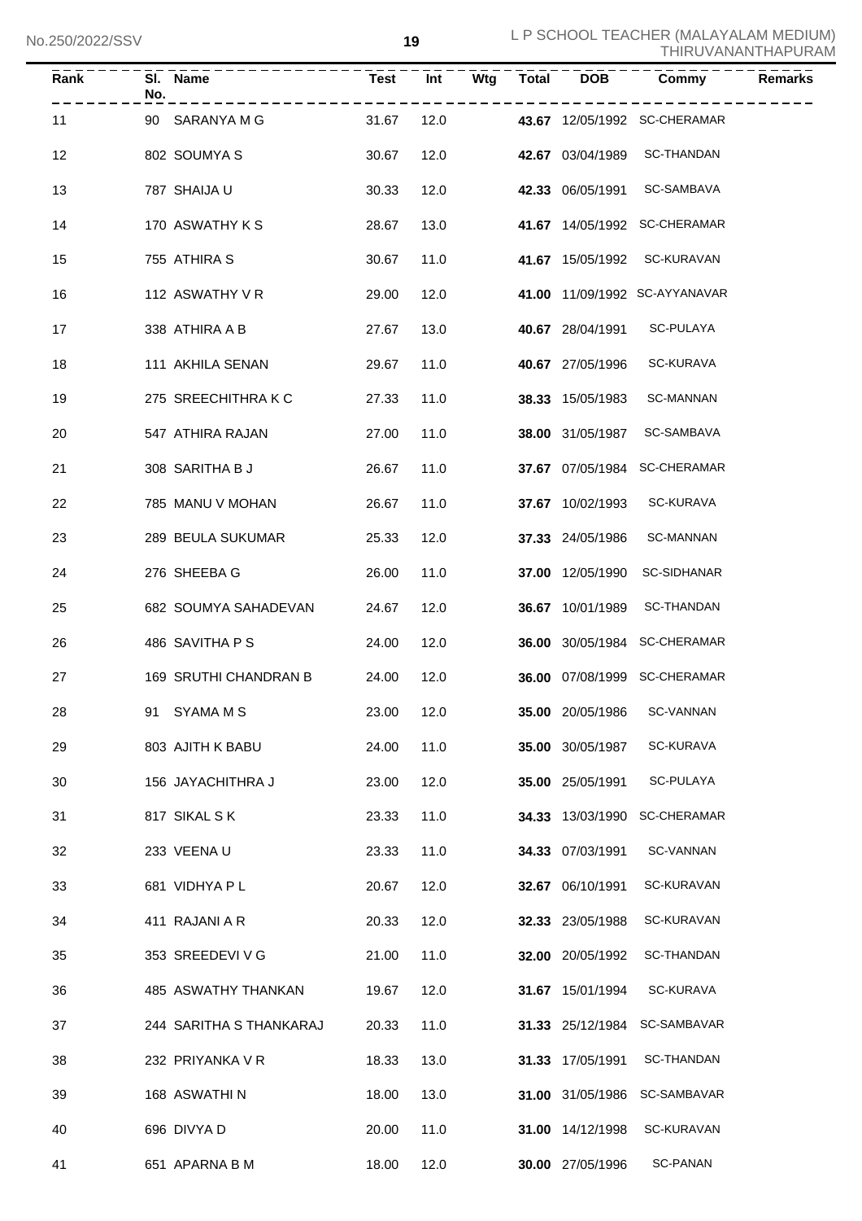| Rank | Sl. No. | Name | Test | Int | Wtg | Total | DOB | Commy | Remarks |
|---|---|---|---|---|---|---|---|---|---|
| 11 | 90 | SARANYA M G | 31.67 | 12.0 | | **43.67** | 12/05/1992 | SC-CHERAMAR | |
| 12 | 802 | SOUMYA S | 30.67 | 12.0 | | **42.67** | 03/04/1989 | SC-THANDAN | |
| 13 | 787 | SHAIJA U | 30.33 | 12.0 | | **42.33** | 06/05/1991 | SC-SAMBAVA | |
| 14 | 170 | ASWATHY K S | 28.67 | 13.0 | | **41.67** | 14/05/1992 | SC-CHERAMAR | |
| 15 | 755 | ATHIRA S | 30.67 | 11.0 | | **41.67** | 15/05/1992 | SC-KURAVAN | |
| 16 | 112 | ASWATHY V R | 29.00 | 12.0 | | **41.00** | 11/09/1992 | SC-AYYANAVAR | |
| 17 | 338 | ATHIRA A B | 27.67 | 13.0 | | **40.67** | 28/04/1991 | SC-PULAYA | |
| 18 | 111 | AKHILA SENAN | 29.67 | 11.0 | | **40.67** | 27/05/1996 | SC-KURAVA | |
| 19 | 275 | SREECHITHRA K C | 27.33 | 11.0 | | **38.33** | 15/05/1983 | SC-MANNAN | |
| 20 | 547 | ATHIRA RAJAN | 27.00 | 11.0 | | **38.00** | 31/05/1987 | SC-SAMBAVA | |
| 21 | 308 | SARITHA B J | 26.67 | 11.0 | | **37.67** | 07/05/1984 | SC-CHERAMAR | |
| 22 | 785 | MANU V MOHAN | 26.67 | 11.0 | | **37.67** | 10/02/1993 | SC-KURAVA | |
| 23 | 289 | BEULA SUKUMAR | 25.33 | 12.0 | | **37.33** | 24/05/1986 | SC-MANNAN | |
| 24 | 276 | SHEEBA G | 26.00 | 11.0 | | **37.00** | 12/05/1990 | SC-SIDHANAR | |
| 25 | 682 | SOUMYA SAHADEVAN | 24.67 | 12.0 | | **36.67** | 10/01/1989 | SC-THANDAN | |
| 26 | 486 | SAVITHA P S | 24.00 | 12.0 | | **36.00** | 30/05/1984 | SC-CHERAMAR | |
| 27 | 169 | SRUTHI CHANDRAN B | 24.00 | 12.0 | | **36.00** | 07/08/1999 | SC-CHERAMAR | |
| 28 | 91 | SYAMA M S | 23.00 | 12.0 | | **35.00** | 20/05/1986 | SC-VANNAN | |
| 29 | 803 | AJITH K BABU | 24.00 | 11.0 | | **35.00** | 30/05/1987 | SC-KURAVA | |
| 30 | 156 | JAYACHITHRA J | 23.00 | 12.0 | | **35.00** | 25/05/1991 | SC-PULAYA | |
| 31 | 817 | SIKAL S K | 23.33 | 11.0 | | **34.33** | 13/03/1990 | SC-CHERAMAR | |
| 32 | 233 | VEENA U | 23.33 | 11.0 | | **34.33** | 07/03/1991 | SC-VANNAN | |
| 33 | 681 | VIDHYA P L | 20.67 | 12.0 | | **32.67** | 06/10/1991 | SC-KURAVAN | |
| 34 | 411 | RAJANI A R | 20.33 | 12.0 | | **32.33** | 23/05/1988 | SC-KURAVAN | |
| 35 | 353 | SREEDEVI V G | 21.00 | 11.0 | | **32.00** | 20/05/1992 | SC-THANDAN | |
| 36 | 485 | ASWATHY THANKAN | 19.67 | 12.0 | | **31.67** | 15/01/1994 | SC-KURAVA | |
| 37 | 244 | SARITHA S THANKARAJ | 20.33 | 11.0 | | **31.33** | 25/12/1984 | SC-SAMBAVAR | |
| 38 | 232 | PRIYANKA V R | 18.33 | 13.0 | | **31.33** | 17/05/1991 | SC-THANDAN | |
| 39 | 168 | ASWATHI N | 18.00 | 13.0 | | **31.00** | 31/05/1986 | SC-SAMBAVAR | |
| 40 | 696 | DIVYA D | 20.00 | 11.0 | | **31.00** | 14/12/1998 | SC-KURAVAN | |
| 41 | 651 | APARNA B M | 18.00 | 12.0 | | **30.00** | 27/05/1996 | SC-PANAN | |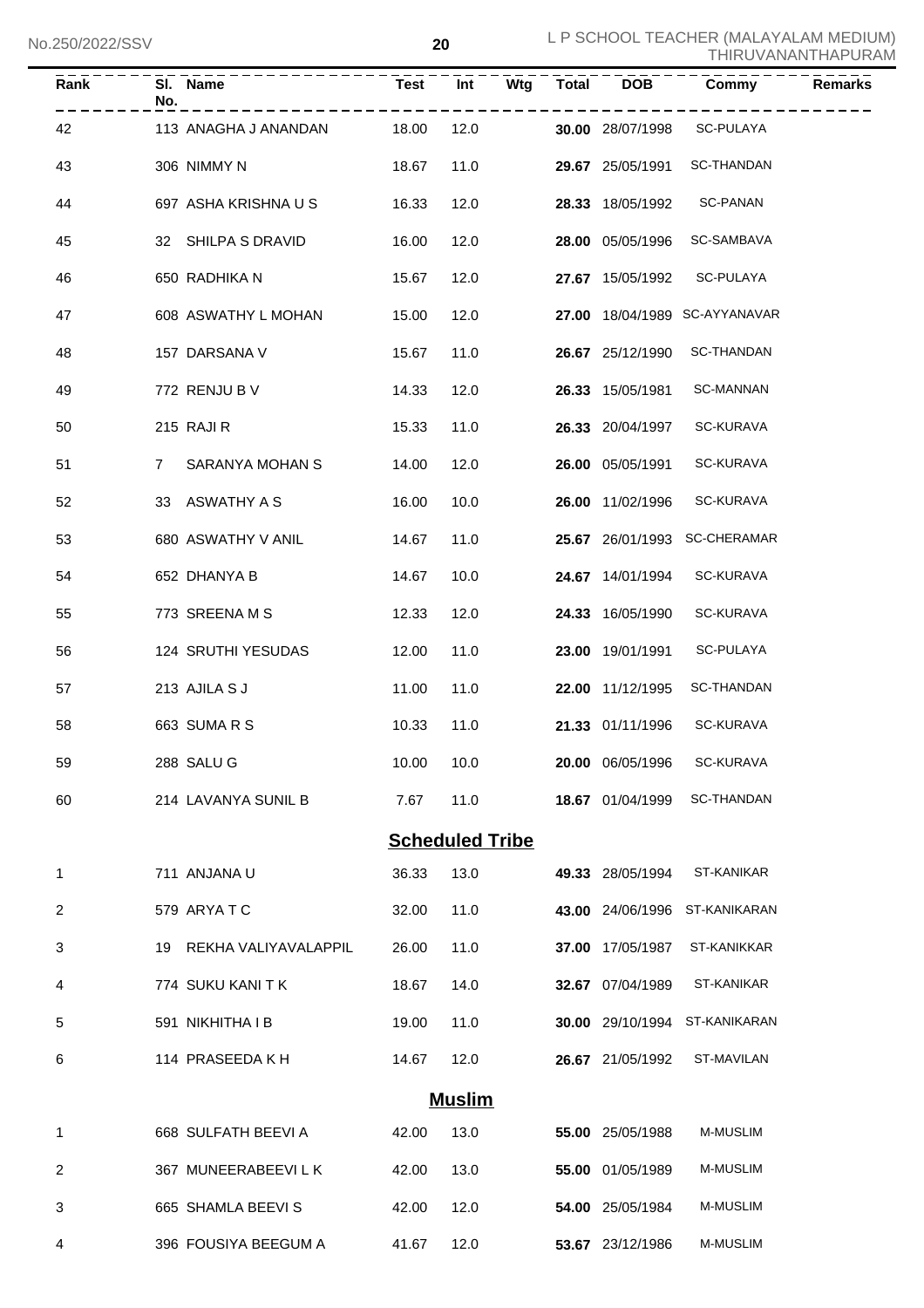| Rank | Sl. No. | Name | Test | Int | Wtg | Total | DOB | Commy | Remarks |
|---|---|---|---|---|---|---|---|---|---|
| 42 | 113 | ANAGHA J ANANDAN | 18.00 | 12.0 | | **30.00** | 28/07/1998 | SC-PULAYA | |
| 43 | 306 | NIMMY N | 18.67 | 11.0 | | **29.67** | 25/05/1991 | SC-THANDAN | |
| 44 | 697 | ASHA KRISHNA U S | 16.33 | 12.0 | | **28.33** | 18/05/1992 | SC-PANAN | |
| 45 | 32 | SHILPA S DRAVID | 16.00 | 12.0 | | **28.00** | 05/05/1996 | SC-SAMBAVA | |
| 46 | 650 | RADHIKA N | 15.67 | 12.0 | | **27.67** | 15/05/1992 | SC-PULAYA | |
| 47 | 608 | ASWATHY L MOHAN | 15.00 | 12.0 | | **27.00** | 18/04/1989 | SC-AYYANAVAR | |
| 48 | 157 | DARSANA V | 15.67 | 11.0 | | **26.67** | 25/12/1990 | SC-THANDAN | |
| 49 | 772 | RENJU B V | 14.33 | 12.0 | | **26.33** | 15/05/1981 | SC-MANNAN | |
| 50 | 215 | RAJI R | 15.33 | 11.0 | | **26.33** | 20/04/1997 | SC-KURAVA | |
| 51 | 7 | SARANYA MOHAN S | 14.00 | 12.0 | | **26.00** | 05/05/1991 | SC-KURAVA | |
| 52 | 33 | ASWATHY A S | 16.00 | 10.0 | | **26.00** | 11/02/1996 | SC-KURAVA | |
| 53 | 680 | ASWATHY V ANIL | 14.67 | 11.0 | | **25.67** | 26/01/1993 | SC-CHERAMAR | |
| 54 | 652 | DHANYA B | 14.67 | 10.0 | | **24.67** | 14/01/1994 | SC-KURAVA | |
| 55 | 773 | SREENA M S | 12.33 | 12.0 | | **24.33** | 16/05/1990 | SC-KURAVA | |
| 56 | 124 | SRUTHI YESUDAS | 12.00 | 11.0 | | **23.00** | 19/01/1991 | SC-PULAYA | |
| 57 | 213 | AJILA S J | 11.00 | 11.0 | | **22.00** | 11/12/1995 | SC-THANDAN | |
| 58 | 663 | SUMA R S | 10.33 | 11.0 | | **21.33** | 01/11/1996 | SC-KURAVA | |
| 59 | 288 | SALU G | 10.00 | 10.0 | | **20.00** | 06/05/1996 | SC-KURAVA | |
| 60 | 214 | LAVANYA SUNIL B | 7.67 | 11.0 | | **18.67** | 01/04/1999 | SC-THANDAN | |

## Scheduled Tribe

| Rank | Sl. No. | Name | Test | Int | Wtg | Total | DOB | Commy | Remarks |
|---|---|---|---|---|---|---|---|---|---|
| 1 | 711 | ANJANA U | 36.33 | 13.0 | | **49.33** | 28/05/1994 | ST-KANIKAR | |
| 2 | 579 | ARYA T C | 32.00 | 11.0 | | **43.00** | 24/06/1996 | ST-KANIKARAN | |
| 3 | 19 | REKHA VALIYAVALAPPIL | 26.00 | 11.0 | | **37.00** | 17/05/1987 | ST-KANIKKAR | |
| 4 | 774 | SUKU KANI T K | 18.67 | 14.0 | | **32.67** | 07/04/1989 | ST-KANIKAR | |
| 5 | 591 | NIKHITHA I B | 19.00 | 11.0 | | **30.00** | 29/10/1994 | ST-KANIKARAN | |
| 6 | 114 | PRASEEDA K H | 14.67 | 12.0 | | **26.67** | 21/05/1992 | ST-MAVILAN | |

## Muslim

| Rank | Sl. No. | Name | Test | Int | Wtg | Total | DOB | Commy | Remarks |
|---|---|---|---|---|---|---|---|---|---|
| 1 | 668 | SULFATH BEEVI A | 42.00 | 13.0 | | **55.00** | 25/05/1988 | M-MUSLIM | |
| 2 | 367 | MUNEERABEEVI L K | 42.00 | 13.0 | | **55.00** | 01/05/1989 | M-MUSLIM | |
| 3 | 665 | SHAMLA BEEVI S | 42.00 | 12.0 | | **54.00** | 25/05/1984 | M-MUSLIM | |
| 4 | 396 | FOUSIYA BEEGUM A | 41.67 | 12.0 | | **53.67** | 23/12/1986 | M-MUSLIM | |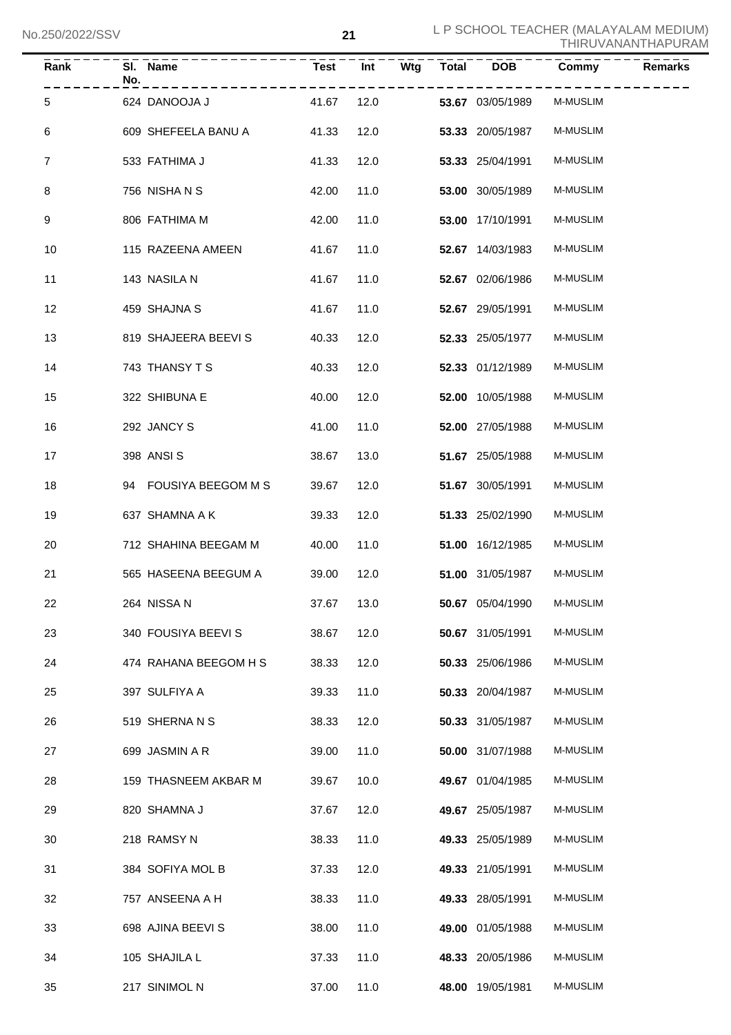| Rank | Sl. No. | Name | Test | Int | Wtg | Total | DOB | Commy | Remarks |
|---|---|---|---|---|---|---|---|---|---|
| 5 | 624 | DANOOJA J | 41.67 | 12.0 | | **53.67** | 03/05/1989 | M-MUSLIM | |
| 6 | 609 | SHEFEELA BANU A | 41.33 | 12.0 | | **53.33** | 20/05/1987 | M-MUSLIM | |
| 7 | 533 | FATHIMA J | 41.33 | 12.0 | | **53.33** | 25/04/1991 | M-MUSLIM | |
| 8 | 756 | NISHA N S | 42.00 | 11.0 | | **53.00** | 30/05/1989 | M-MUSLIM | |
| 9 | 806 | FATHIMA M | 42.00 | 11.0 | | **53.00** | 17/10/1991 | M-MUSLIM | |
| 10 | 115 | RAZEENA AMEEN | 41.67 | 11.0 | | **52.67** | 14/03/1983 | M-MUSLIM | |
| 11 | 143 | NASILA N | 41.67 | 11.0 | | **52.67** | 02/06/1986 | M-MUSLIM | |
| 12 | 459 | SHAJNA S | 41.67 | 11.0 | | **52.67** | 29/05/1991 | M-MUSLIM | |
| 13 | 819 | SHAJEERA BEEVI S | 40.33 | 12.0 | | **52.33** | 25/05/1977 | M-MUSLIM | |
| 14 | 743 | THANSY T S | 40.33 | 12.0 | | **52.33** | 01/12/1989 | M-MUSLIM | |
| 15 | 322 | SHIBUNA E | 40.00 | 12.0 | | **52.00** | 10/05/1988 | M-MUSLIM | |
| 16 | 292 | JANCY S | 41.00 | 11.0 | | **52.00** | 27/05/1988 | M-MUSLIM | |
| 17 | 398 | ANSI S | 38.67 | 13.0 | | **51.67** | 25/05/1988 | M-MUSLIM | |
| 18 | 94 | FOUSIYA BEEGOM M S | 39.67 | 12.0 | | **51.67** | 30/05/1991 | M-MUSLIM | |
| 19 | 637 | SHAMNA A K | 39.33 | 12.0 | | **51.33** | 25/02/1990 | M-MUSLIM | |
| 20 | 712 | SHAHINA BEEGAM M | 40.00 | 11.0 | | **51.00** | 16/12/1985 | M-MUSLIM | |
| 21 | 565 | HASEENA BEEGUM A | 39.00 | 12.0 | | **51.00** | 31/05/1987 | M-MUSLIM | |
| 22 | 264 | NISSA N | 37.67 | 13.0 | | **50.67** | 05/04/1990 | M-MUSLIM | |
| 23 | 340 | FOUSIYA BEEVI S | 38.67 | 12.0 | | **50.67** | 31/05/1991 | M-MUSLIM | |
| 24 | 474 | RAHANA BEEGOM H S | 38.33 | 12.0 | | **50.33** | 25/06/1986 | M-MUSLIM | |
| 25 | 397 | SULFIYA A | 39.33 | 11.0 | | **50.33** | 20/04/1987 | M-MUSLIM | |
| 26 | 519 | SHERNA N S | 38.33 | 12.0 | | **50.33** | 31/05/1987 | M-MUSLIM | |
| 27 | 699 | JASMIN A R | 39.00 | 11.0 | | **50.00** | 31/07/1988 | M-MUSLIM | |
| 28 | 159 | THASNEEM AKBAR M | 39.67 | 10.0 | | **49.67** | 01/04/1985 | M-MUSLIM | |
| 29 | 820 | SHAMNA J | 37.67 | 12.0 | | **49.67** | 25/05/1987 | M-MUSLIM | |
| 30 | 218 | RAMSY N | 38.33 | 11.0 | | **49.33** | 25/05/1989 | M-MUSLIM | |
| 31 | 384 | SOFIYA MOL B | 37.33 | 12.0 | | **49.33** | 21/05/1991 | M-MUSLIM | |
| 32 | 757 | ANSEENA A H | 38.33 | 11.0 | | **49.33** | 28/05/1991 | M-MUSLIM | |
| 33 | 698 | AJINA BEEVI S | 38.00 | 11.0 | | **49.00** | 01/05/1988 | M-MUSLIM | |
| 34 | 105 | SHAJILA L | 37.33 | 11.0 | | **48.33** | 20/05/1986 | M-MUSLIM | |
| 35 | 217 | SINIMOL N | 37.00 | 11.0 | | **48.00** | 19/05/1981 | M-MUSLIM | |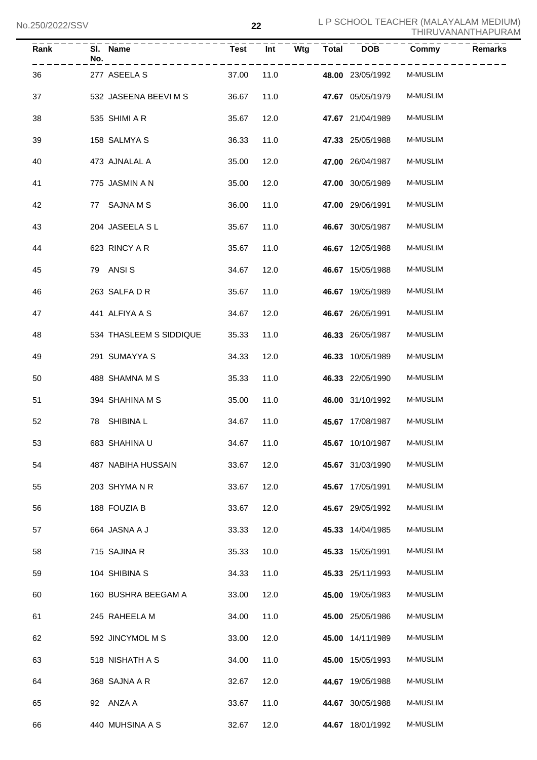| Rank | Sl. No. | Name | Test | Int | Wtg | Total | DOB | Commy | Remarks |
|---|---|---|---|---|---|---|---|---|---|
| 36 | 277 | ASEELA S | 37.00 | 11.0 | | **48.00** | 23/05/1992 | M-MUSLIM | |
| 37 | 532 | JASEENA BEEVI M S | 36.67 | 11.0 | | **47.67** | 05/05/1979 | M-MUSLIM | |
| 38 | 535 | SHIMI A R | 35.67 | 12.0 | | **47.67** | 21/04/1989 | M-MUSLIM | |
| 39 | 158 | SALMYA S | 36.33 | 11.0 | | **47.33** | 25/05/1988 | M-MUSLIM | |
| 40 | 473 | AJNALAL A | 35.00 | 12.0 | | **47.00** | 26/04/1987 | M-MUSLIM | |
| 41 | 775 | JASMIN A N | 35.00 | 12.0 | | **47.00** | 30/05/1989 | M-MUSLIM | |
| 42 | 77 | SAJNA M S | 36.00 | 11.0 | | **47.00** | 29/06/1991 | M-MUSLIM | |
| 43 | 204 | JASEELA S L | 35.67 | 11.0 | | **46.67** | 30/05/1987 | M-MUSLIM | |
| 44 | 623 | RINCY A R | 35.67 | 11.0 | | **46.67** | 12/05/1988 | M-MUSLIM | |
| 45 | 79 | ANSI S | 34.67 | 12.0 | | **46.67** | 15/05/1988 | M-MUSLIM | |
| 46 | 263 | SALFA D R | 35.67 | 11.0 | | **46.67** | 19/05/1989 | M-MUSLIM | |
| 47 | 441 | ALFIYA A S | 34.67 | 12.0 | | **46.67** | 26/05/1991 | M-MUSLIM | |
| 48 | 534 | THASLEEM S SIDDIQUE | 35.33 | 11.0 | | **46.33** | 26/05/1987 | M-MUSLIM | |
| 49 | 291 | SUMAYYA S | 34.33 | 12.0 | | **46.33** | 10/05/1989 | M-MUSLIM | |
| 50 | 488 | SHAMNA M S | 35.33 | 11.0 | | **46.33** | 22/05/1990 | M-MUSLIM | |
| 51 | 394 | SHAHINA M S | 35.00 | 11.0 | | **46.00** | 31/10/1992 | M-MUSLIM | |
| 52 | 78 | SHIBINA L | 34.67 | 11.0 | | **45.67** | 17/08/1987 | M-MUSLIM | |
| 53 | 683 | SHAHINA U | 34.67 | 11.0 | | **45.67** | 10/10/1987 | M-MUSLIM | |
| 54 | 487 | NABIHA HUSSAIN | 33.67 | 12.0 | | **45.67** | 31/03/1990 | M-MUSLIM | |
| 55 | 203 | SHYMA N R | 33.67 | 12.0 | | **45.67** | 17/05/1991 | M-MUSLIM | |
| 56 | 188 | FOUZIA B | 33.67 | 12.0 | | **45.67** | 29/05/1992 | M-MUSLIM | |
| 57 | 664 | JASNA A J | 33.33 | 12.0 | | **45.33** | 14/04/1985 | M-MUSLIM | |
| 58 | 715 | SAJINA R | 35.33 | 10.0 | | **45.33** | 15/05/1991 | M-MUSLIM | |
| 59 | 104 | SHIBINA S | 34.33 | 11.0 | | **45.33** | 25/11/1993 | M-MUSLIM | |
| 60 | 160 | BUSHRA BEEGAM A | 33.00 | 12.0 | | **45.00** | 19/05/1983 | M-MUSLIM | |
| 61 | 245 | RAHEELA M | 34.00 | 11.0 | | **45.00** | 25/05/1986 | M-MUSLIM | |
| 62 | 592 | JINCYMOL M S | 33.00 | 12.0 | | **45.00** | 14/11/1989 | M-MUSLIM | |
| 63 | 518 | NISHATH A S | 34.00 | 11.0 | | **45.00** | 15/05/1993 | M-MUSLIM | |
| 64 | 368 | SAJNA A R | 32.67 | 12.0 | | **44.67** | 19/05/1988 | M-MUSLIM | |
| 65 | 92 | ANZA A | 33.67 | 11.0 | | **44.67** | 30/05/1988 | M-MUSLIM | |
| 66 | 440 | MUHSINA A S | 32.67 | 12.0 | | **44.67** | 18/01/1992 | M-MUSLIM | |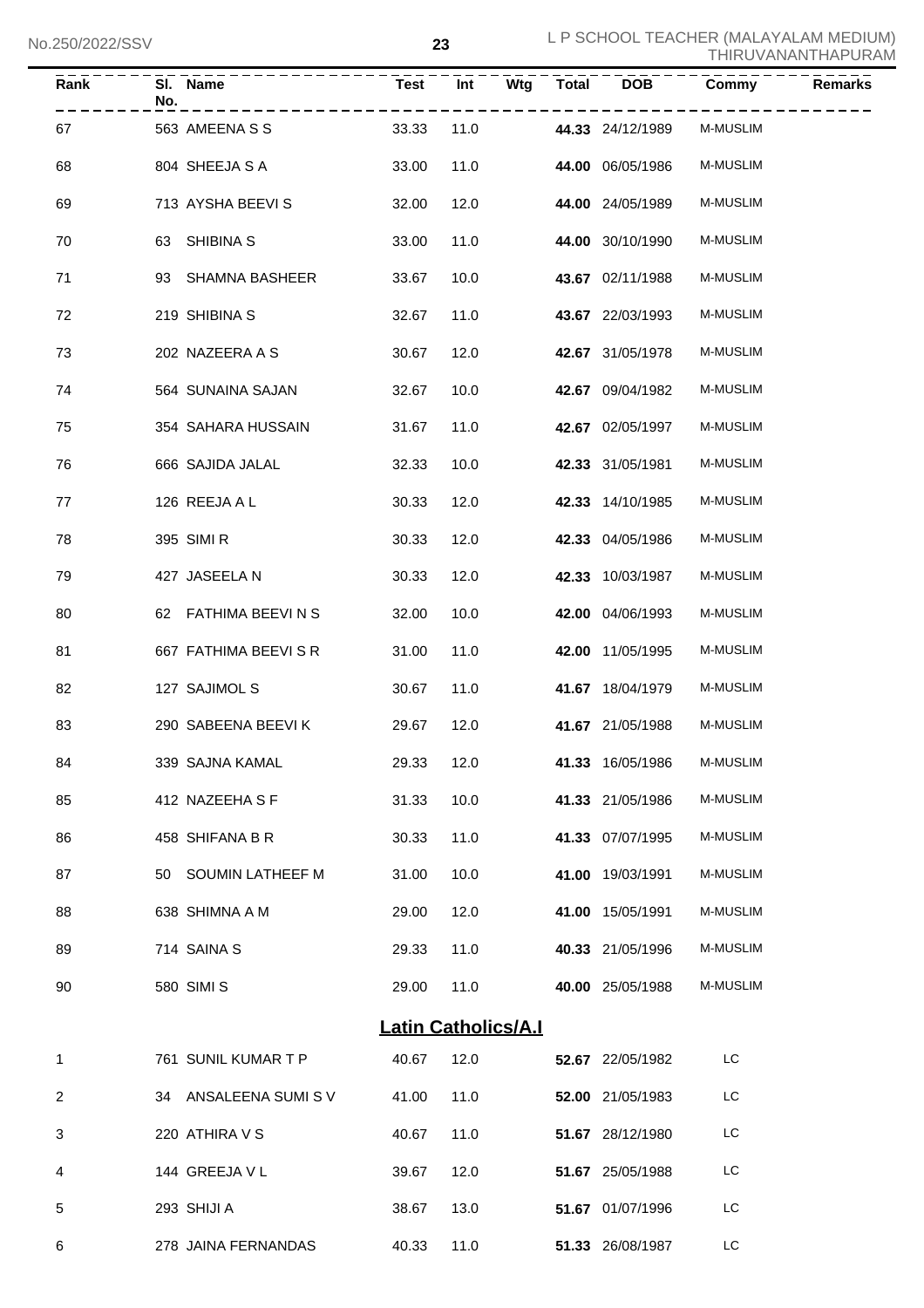| Rank | Sl. No. | Name | Test | Int | Wtg | Total | DOB | Commy | Remarks |
|---|---|---|---|---|---|---|---|---|---|
| 67 | 563 | AMEENA S S | 33.33 | 11.0 | | **44.33** | 24/12/1989 | M-MUSLIM | |
| 68 | 804 | SHEEJA S A | 33.00 | 11.0 | | **44.00** | 06/05/1986 | M-MUSLIM | |
| 69 | 713 | AYSHA BEEVI S | 32.00 | 12.0 | | **44.00** | 24/05/1989 | M-MUSLIM | |
| 70 | 63 | SHIBINA S | 33.00 | 11.0 | | **44.00** | 30/10/1990 | M-MUSLIM | |
| 71 | 93 | SHAMNA BASHEER | 33.67 | 10.0 | | **43.67** | 02/11/1988 | M-MUSLIM | |
| 72 | 219 | SHIBINA S | 32.67 | 11.0 | | **43.67** | 22/03/1993 | M-MUSLIM | |
| 73 | 202 | NAZEERA A S | 30.67 | 12.0 | | **42.67** | 31/05/1978 | M-MUSLIM | |
| 74 | 564 | SUNAINA SAJAN | 32.67 | 10.0 | | **42.67** | 09/04/1982 | M-MUSLIM | |
| 75 | 354 | SAHARA HUSSAIN | 31.67 | 11.0 | | **42.67** | 02/05/1997 | M-MUSLIM | |
| 76 | 666 | SAJIDA JALAL | 32.33 | 10.0 | | **42.33** | 31/05/1981 | M-MUSLIM | |
| 77 | 126 | REEJA A L | 30.33 | 12.0 | | **42.33** | 14/10/1985 | M-MUSLIM | |
| 78 | 395 | SIMI R | 30.33 | 12.0 | | **42.33** | 04/05/1986 | M-MUSLIM | |
| 79 | 427 | JASEELA N | 30.33 | 12.0 | | **42.33** | 10/03/1987 | M-MUSLIM | |
| 80 | 62 | FATHIMA BEEVI N S | 32.00 | 10.0 | | **42.00** | 04/06/1993 | M-MUSLIM | |
| 81 | 667 | FATHIMA BEEVI S R | 31.00 | 11.0 | | **42.00** | 11/05/1995 | M-MUSLIM | |
| 82 | 127 | SAJIMOL S | 30.67 | 11.0 | | **41.67** | 18/04/1979 | M-MUSLIM | |
| 83 | 290 | SABEENA BEEVI K | 29.67 | 12.0 | | **41.67** | 21/05/1988 | M-MUSLIM | |
| 84 | 339 | SAJNA KAMAL | 29.33 | 12.0 | | **41.33** | 16/05/1986 | M-MUSLIM | |
| 85 | 412 | NAZEEHA S F | 31.33 | 10.0 | | **41.33** | 21/05/1986 | M-MUSLIM | |
| 86 | 458 | SHIFANA B R | 30.33 | 11.0 | | **41.33** | 07/07/1995 | M-MUSLIM | |
| 87 | 50 | SOUMIN LATHEEF M | 31.00 | 10.0 | | **41.00** | 19/03/1991 | M-MUSLIM | |
| 88 | 638 | SHIMNA A M | 29.00 | 12.0 | | **41.00** | 15/05/1991 | M-MUSLIM | |
| 89 | 714 | SAINA S | 29.33 | 11.0 | | **40.33** | 21/05/1996 | M-MUSLIM | |
| 90 | 580 | SIMI S | 29.00 | 11.0 | | **40.00** | 25/05/1988 | M-MUSLIM | |

## Latin Catholics/A.I

| Rank | Sl. No. | Name | Test | Int | Wtg | Total | DOB | Commy | Remarks |
|---|---|---|---|---|---|---|---|---|---|
| 1 | 761 | SUNIL KUMAR T P | 40.67 | 12.0 | | **52.67** | 22/05/1982 | LC | |
| 2 | 34 | ANSALEENA SUMI S V | 41.00 | 11.0 | | **52.00** | 21/05/1983 | LC | |
| 3 | 220 | ATHIRA V S | 40.67 | 11.0 | | **51.67** | 28/12/1980 | LC | |
| 4 | 144 | GREEJA V L | 39.67 | 12.0 | | **51.67** | 25/05/1988 | LC | |
| 5 | 293 | SHIJI A | 38.67 | 13.0 | | **51.67** | 01/07/1996 | LC | |
| 6 | 278 | JAINA FERNANDAS | 40.33 | 11.0 | | **51.33** | 26/08/1987 | LC | |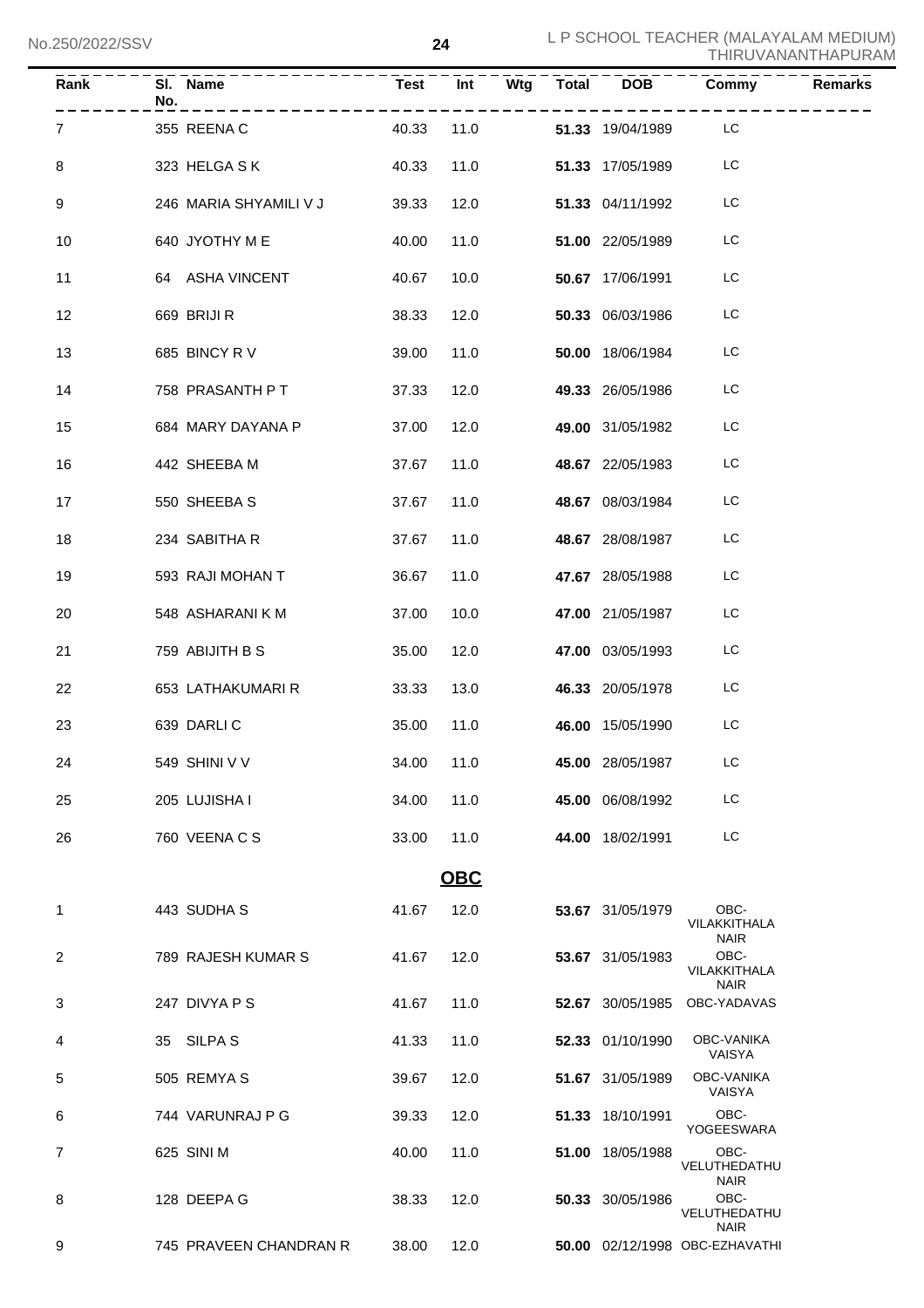| Rank | Sl. No. | Name | Test | Int | Wtg | Total | DOB | Commy | Remarks |
|---|---|---|---|---|---|---|---|---|---|
| 7 | 355 | REENA C | 40.33 | 11.0 | | **51.33** | 19/04/1989 | LC | |
| 8 | 323 | HELGA S K | 40.33 | 11.0 | | **51.33** | 17/05/1989 | LC | |
| 9 | 246 | MARIA SHYAMILI V J | 39.33 | 12.0 | | **51.33** | 04/11/1992 | LC | |
| 10 | 640 | JYOTHY M E | 40.00 | 11.0 | | **51.00** | 22/05/1989 | LC | |
| 11 | 64 | ASHA VINCENT | 40.67 | 10.0 | | **50.67** | 17/06/1991 | LC | |
| 12 | 669 | BRIJI R | 38.33 | 12.0 | | **50.33** | 06/03/1986 | LC | |
| 13 | 685 | BINCY R V | 39.00 | 11.0 | | **50.00** | 18/06/1984 | LC | |
| 14 | 758 | PRASANTH P T | 37.33 | 12.0 | | **49.33** | 26/05/1986 | LC | |
| 15 | 684 | MARY DAYANA P | 37.00 | 12.0 | | **49.00** | 31/05/1982 | LC | |
| 16 | 442 | SHEEBA M | 37.67 | 11.0 | | **48.67** | 22/05/1983 | LC | |
| 17 | 550 | SHEEBA S | 37.67 | 11.0 | | **48.67** | 08/03/1984 | LC | |
| 18 | 234 | SABITHA R | 37.67 | 11.0 | | **48.67** | 28/08/1987 | LC | |
| 19 | 593 | RAJI MOHAN T | 36.67 | 11.0 | | **47.67** | 28/05/1988 | LC | |
| 20 | 548 | ASHARANI K M | 37.00 | 10.0 | | **47.00** | 21/05/1987 | LC | |
| 21 | 759 | ABIJITH B S | 35.00 | 12.0 | | **47.00** | 03/05/1993 | LC | |
| 22 | 653 | LATHAKUMARI R | 33.33 | 13.0 | | **46.33** | 20/05/1978 | LC | |
| 23 | 639 | DARLI C | 35.00 | 11.0 | | **46.00** | 15/05/1990 | LC | |
| 24 | 549 | SHINI V V | 34.00 | 11.0 | | **45.00** | 28/05/1987 | LC | |
| 25 | 205 | LUJISHA I | 34.00 | 11.0 | | **45.00** | 06/08/1992 | LC | |
| 26 | 760 | VEENA C S | 33.00 | 11.0 | | **44.00** | 18/02/1991 | LC | |

## OBC

| Rank | Sl. No. | Name | Test | Int | Wtg | Total | DOB | Commy | Remarks |
|---|---|---|---|---|---|---|---|---|---|
| 1 | 443 | SUDHA S | 41.67 | 12.0 | | **53.67** | 31/05/1979 | OBC-VILAKKITHALA NAIR | |
| 2 | 789 | RAJESH KUMAR S | 41.67 | 12.0 | | **53.67** | 31/05/1983 | OBC-VILAKKITHALA NAIR | |
| 3 | 247 | DIVYA P S | 41.67 | 11.0 | | **52.67** | 30/05/1985 | OBC-YADAVAS | |
| 4 | 35 | SILPA S | 41.33 | 11.0 | | **52.33** | 01/10/1990 | OBC-VANIKA VAISYA | |
| 5 | 505 | REMYA S | 39.67 | 12.0 | | **51.67** | 31/05/1989 | OBC-VANIKA VAISYA | |
| 6 | 744 | VARUNRAJ P G | 39.33 | 12.0 | | **51.33** | 18/10/1991 | OBC-YOGEESWARA | |
| 7 | 625 | SINI M | 40.00 | 11.0 | | **51.00** | 18/05/1988 | OBC-VELUTHEDATHU NAIR | |
| 8 | 128 | DEEPA G | 38.33 | 12.0 | | **50.33** | 30/05/1986 | OBC-VELUTHEDATHU NAIR | |
| 9 | 745 | PRAVEEN CHANDRAN R | 38.00 | 12.0 | | **50.00** | 02/12/1998 | OBC-EZHAVATHI | |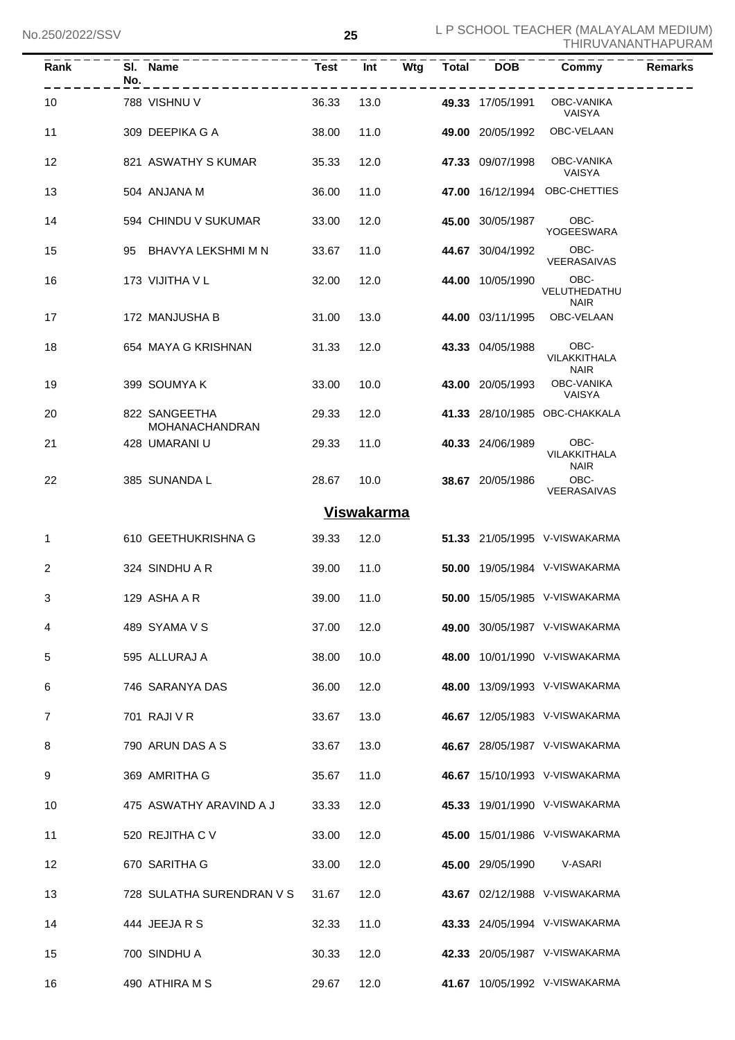| Rank | Sl. No. | Name | Test | Int | Wtg | Total | DOB | Commy | Remarks |
|---|---|---|---|---|---|---|---|---|---|
| 10 | 788 | VISHNU V | 36.33 | 13.0 | | **49.33** | 17/05/1991 | OBC-VANIKA VAISYA | |
| 11 | 309 | DEEPIKA G A | 38.00 | 11.0 | | **49.00** | 20/05/1992 | OBC-VELAAN | |
| 12 | 821 | ASWATHY S KUMAR | 35.33 | 12.0 | | **47.33** | 09/07/1998 | OBC-VANIKA VAISYA | |
| 13 | 504 | ANJANA M | 36.00 | 11.0 | | **47.00** | 16/12/1994 | OBC-CHETTIES | |
| 14 | 594 | CHINDU V SUKUMAR | 33.00 | 12.0 | | **45.00** | 30/05/1987 | OBC-YOGEESWARA | |
| 15 | 95 | BHAVYA LEKSHMI M N | 33.67 | 11.0 | | **44.67** | 30/04/1992 | OBC-VEERASAIVAS | |
| 16 | 173 | VIJITHA V L | 32.00 | 12.0 | | **44.00** | 10/05/1990 | OBC-VELUTHEDATHU NAIR | |
| 17 | 172 | MANJUSHA B | 31.00 | 13.0 | | **44.00** | 03/11/1995 | OBC-VELAAN | |
| 18 | 654 | MAYA G KRISHNAN | 31.33 | 12.0 | | **43.33** | 04/05/1988 | OBC-VILAKKITHALA NAIR | |
| 19 | 399 | SOUMYA K | 33.00 | 10.0 | | **43.00** | 20/05/1993 | OBC-VANIKA VAISYA | |
| 20 | 822 | SANGEETHA MOHANACHANDRAN | 29.33 | 12.0 | | **41.33** | 28/10/1985 | OBC-CHAKKALA | |
| 21 | 428 | UMARANI U | 29.33 | 11.0 | | **40.33** | 24/06/1989 | OBC-VILAKKITHALA NAIR | |
| 22 | 385 | SUNANDA L | 28.67 | 10.0 | | **38.67** | 20/05/1986 | OBC-VEERASAIVAS | |

## Viswakarma

| Rank | Sl. No. | Name | Test | Int | Wtg | Total | DOB | Commy | Remarks |
|---|---|---|---|---|---|---|---|---|---|
| 1 | 610 | GEETHUKRISHNA G | 39.33 | 12.0 | | **51.33** | 21/05/1995 | V-VISWAKARMA | |
| 2 | 324 | SINDHU A R | 39.00 | 11.0 | | **50.00** | 19/05/1984 | V-VISWAKARMA | |
| 3 | 129 | ASHA A R | 39.00 | 11.0 | | **50.00** | 15/05/1985 | V-VISWAKARMA | |
| 4 | 489 | SYAMA V S | 37.00 | 12.0 | | **49.00** | 30/05/1987 | V-VISWAKARMA | |
| 5 | 595 | ALLURAJ A | 38.00 | 10.0 | | **48.00** | 10/01/1990 | V-VISWAKARMA | |
| 6 | 746 | SARANYA DAS | 36.00 | 12.0 | | **48.00** | 13/09/1993 | V-VISWAKARMA | |
| 7 | 701 | RAJI V R | 33.67 | 13.0 | | **46.67** | 12/05/1983 | V-VISWAKARMA | |
| 8 | 790 | ARUN DAS A S | 33.67 | 13.0 | | **46.67** | 28/05/1987 | V-VISWAKARMA | |
| 9 | 369 | AMRITHA G | 35.67 | 11.0 | | **46.67** | 15/10/1993 | V-VISWAKARMA | |
| 10 | 475 | ASWATHY ARAVIND A J | 33.33 | 12.0 | | **45.33** | 19/01/1990 | V-VISWAKARMA | |
| 11 | 520 | REJITHA C V | 33.00 | 12.0 | | **45.00** | 15/01/1986 | V-VISWAKARMA | |
| 12 | 670 | SARITHA G | 33.00 | 12.0 | | **45.00** | 29/05/1990 | V-ASARI | |
| 13 | 728 | SULATHA SURENDRAN V S | 31.67 | 12.0 | | **43.67** | 02/12/1988 | V-VISWAKARMA | |
| 14 | 444 | JEEJA R S | 32.33 | 11.0 | | **43.33** | 24/05/1994 | V-VISWAKARMA | |
| 15 | 700 | SINDHU A | 30.33 | 12.0 | | **42.33** | 20/05/1987 | V-VISWAKARMA | |
| 16 | 490 | ATHIRA M S | 29.67 | 12.0 | | **41.67** | 10/05/1992 | V-VISWAKARMA | |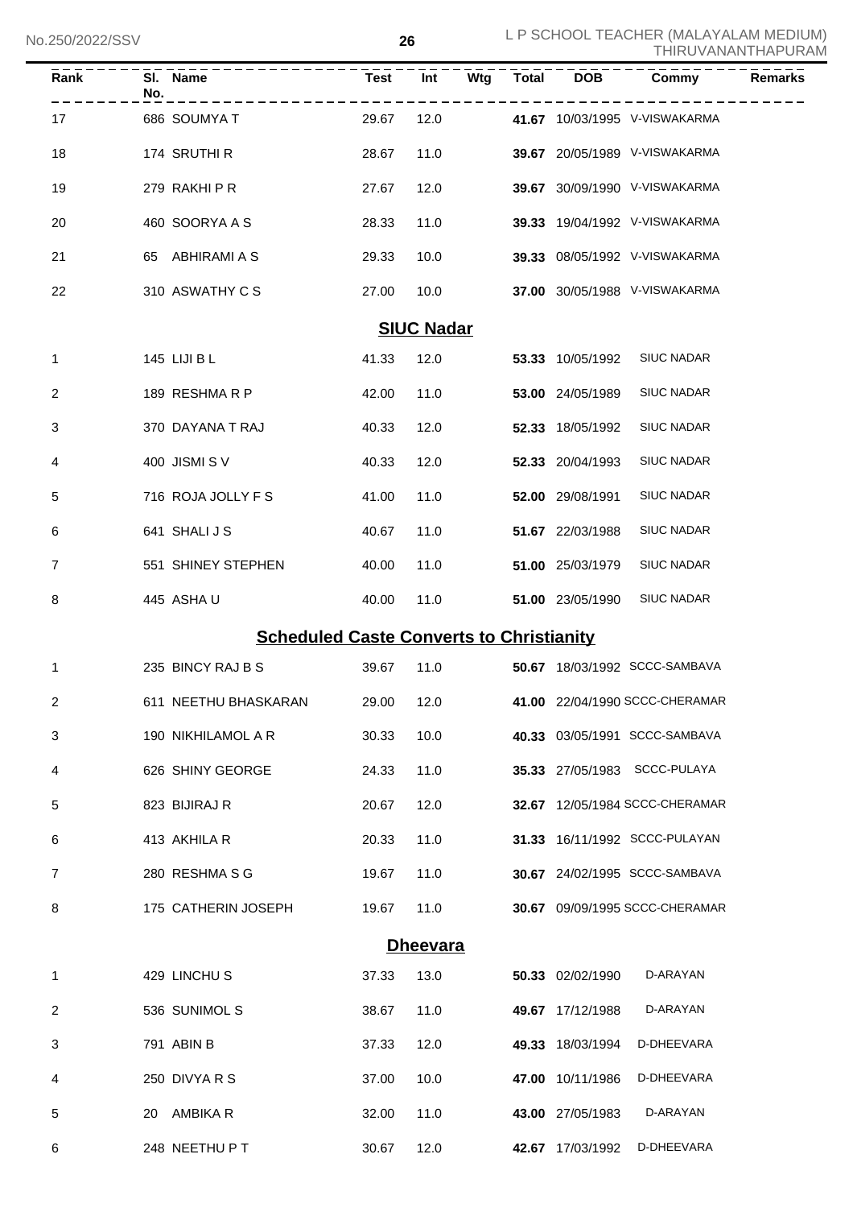| Rank | Sl. No. | Name | Test | Int | Wtg | Total | DOB | Commy | Remarks |
|---|---|---|---|---|---|---|---|---|---|
| 17 | 686 | SOUMYA T | 29.67 | 12.0 | | **41.67** | 10/03/1995 | V-VISWAKARMA | |
| 18 | 174 | SRUTHI R | 28.67 | 11.0 | | **39.67** | 20/05/1989 | V-VISWAKARMA | |
| 19 | 279 | RAKHI P R | 27.67 | 12.0 | | **39.67** | 30/09/1990 | V-VISWAKARMA | |
| 20 | 460 | SOORYA A S | 28.33 | 11.0 | | **39.33** | 19/04/1992 | V-VISWAKARMA | |
| 21 | 65 | ABHIRAMI A S | 29.33 | 10.0 | | **39.33** | 08/05/1992 | V-VISWAKARMA | |
| 22 | 310 | ASWATHY C S | 27.00 | 10.0 | | **37.00** | 30/05/1988 | V-VISWAKARMA | |

## SIUC Nadar

| Rank | Sl. No. | Name | Test | Int | Wtg | Total | DOB | Commy | Remarks |
|---|---|---|---|---|---|---|---|---|---|
| 1 | 145 | LIJI B L | 41.33 | 12.0 | | **53.33** | 10/05/1992 | SIUC NADAR | |
| 2 | 189 | RESHMA R P | 42.00 | 11.0 | | **53.00** | 24/05/1989 | SIUC NADAR | |
| 3 | 370 | DAYANA T RAJ | 40.33 | 12.0 | | **52.33** | 18/05/1992 | SIUC NADAR | |
| 4 | 400 | JISMI S V | 40.33 | 12.0 | | **52.33** | 20/04/1993 | SIUC NADAR | |
| 5 | 716 | ROJA JOLLY F S | 41.00 | 11.0 | | **52.00** | 29/08/1991 | SIUC NADAR | |
| 6 | 641 | SHALI J S | 40.67 | 11.0 | | **51.67** | 22/03/1988 | SIUC NADAR | |
| 7 | 551 | SHINEY STEPHEN | 40.00 | 11.0 | | **51.00** | 25/03/1979 | SIUC NADAR | |
| 8 | 445 | ASHA U | 40.00 | 11.0 | | **51.00** | 23/05/1990 | SIUC NADAR | |

## Scheduled Caste Converts to Christianity

| Rank | Sl. No. | Name | Test | Int | Wtg | Total | DOB | Commy | Remarks |
|---|---|---|---|---|---|---|---|---|---|
| 1 | 235 | BINCY RAJ B S | 39.67 | 11.0 | | **50.67** | 18/03/1992 | SCCC-SAMBAVA | |
| 2 | 611 | NEETHU BHASKARAN | 29.00 | 12.0 | | **41.00** | 22/04/1990 | SCCC-CHERAMAR | |
| 3 | 190 | NIKHILAMOL A R | 30.33 | 10.0 | | **40.33** | 03/05/1991 | SCCC-SAMBAVA | |
| 4 | 626 | SHINY GEORGE | 24.33 | 11.0 | | **35.33** | 27/05/1983 | SCCC-PULAYA | |
| 5 | 823 | BIJIRAJ R | 20.67 | 12.0 | | **32.67** | 12/05/1984 | SCCC-CHERAMAR | |
| 6 | 413 | AKHILA R | 20.33 | 11.0 | | **31.33** | 16/11/1992 | SCCC-PULAYAN | |
| 7 | 280 | RESHMA S G | 19.67 | 11.0 | | **30.67** | 24/02/1995 | SCCC-SAMBAVA | |
| 8 | 175 | CATHERIN JOSEPH | 19.67 | 11.0 | | **30.67** | 09/09/1995 | SCCC-CHERAMAR | |

## Dheevara

| Rank | Sl. No. | Name | Test | Int | Wtg | Total | DOB | Commy | Remarks |
|---|---|---|---|---|---|---|---|---|---|
| 1 | 429 | LINCHU S | 37.33 | 13.0 | | **50.33** | 02/02/1990 | D-ARAYAN | |
| 2 | 536 | SUNIMOL S | 38.67 | 11.0 | | **49.67** | 17/12/1988 | D-ARAYAN | |
| 3 | 791 | ABIN B | 37.33 | 12.0 | | **49.33** | 18/03/1994 | D-DHEEVARA | |
| 4 | 250 | DIVYA R S | 37.00 | 10.0 | | **47.00** | 10/11/1986 | D-DHEEVARA | |
| 5 | 20 | AMBIKA R | 32.00 | 11.0 | | **43.00** | 27/05/1983 | D-ARAYAN | |
| 6 | 248 | NEETHU P T | 30.67 | 12.0 | | **42.67** | 17/03/1992 | D-DHEEVARA | |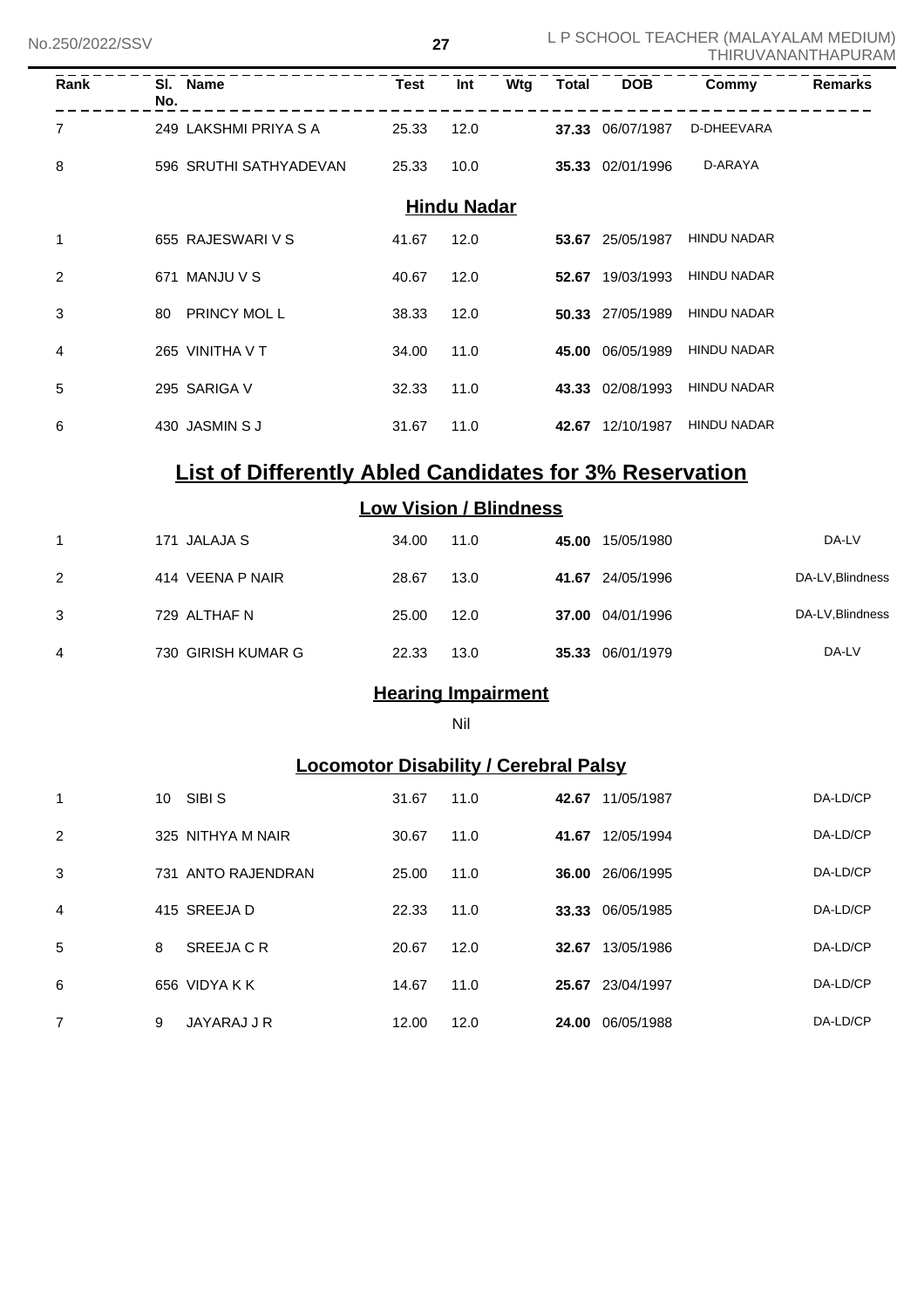| Rank | Sl. No. | Name | Test | Int | Wtg | Total | DOB | Commy | Remarks |
|---|---|---|---|---|---|---|---|---|---|
| 7 | 249 | LAKSHMI PRIYA S A | 25.33 | 12.0 | | **37.33** | 06/07/1987 | D-DHEEVARA | |
| 8 | 596 | SRUTHI SATHYADEVAN | 25.33 | 10.0 | | **35.33** | 02/01/1996 | D-ARAYA | |

## Hindu Nadar

| Rank | Sl. No. | Name | Test | Int | Wtg | Total | DOB | Commy | Remarks |
|---|---|---|---|---|---|---|---|---|---|
| 1 | 655 | RAJESWARI V S | 41.67 | 12.0 | | **53.67** | 25/05/1987 | HINDU NADAR | |
| 2 | 671 | MANJU V S | 40.67 | 12.0 | | **52.67** | 19/03/1993 | HINDU NADAR | |
| 3 | 80 | PRINCY MOL L | 38.33 | 12.0 | | **50.33** | 27/05/1989 | HINDU NADAR | |
| 4 | 265 | VINITHA V T | 34.00 | 11.0 | | **45.00** | 06/05/1989 | HINDU NADAR | |
| 5 | 295 | SARIGA V | 32.33 | 11.0 | | **43.33** | 02/08/1993 | HINDU NADAR | |
| 6 | 430 | JASMIN S J | 31.67 | 11.0 | | **42.67** | 12/10/1987 | HINDU NADAR | |

# List of Differently Abled Candidates for 3% Reservation

## Low Vision / Blindness

| Rank | Sl. No. | Name | Test | Int | Wtg | Total | DOB | Commy | Remarks |
|---|---|---|---|---|---|---|---|---|---|
| 1 | 171 | JALAJA S | 34.00 | 11.0 | | **45.00** | 15/05/1980 | | DA-LV |
| 2 | 414 | VEENA P NAIR | 28.67 | 13.0 | | **41.67** | 24/05/1996 | | DA-LV,Blindness |
| 3 | 729 | ALTHAF N | 25.00 | 12.0 | | **37.00** | 04/01/1996 | | DA-LV,Blindness |
| 4 | 730 | GIRISH KUMAR G | 22.33 | 13.0 | | **35.33** | 06/01/1979 | | DA-LV |

## Hearing Impairment

Nil

## Locomotor Disability / Cerebral Palsy

| Rank | Sl. No. | Name | Test | Int | Wtg | Total | DOB | Commy | Remarks |
|---|---|---|---|---|---|---|---|---|---|
| 1 | 10 | SIBI S | 31.67 | 11.0 | | **42.67** | 11/05/1987 | | DA-LD/CP |
| 2 | 325 | NITHYA M NAIR | 30.67 | 11.0 | | **41.67** | 12/05/1994 | | DA-LD/CP |
| 3 | 731 | ANTO RAJENDRAN | 25.00 | 11.0 | | **36.00** | 26/06/1995 | | DA-LD/CP |
| 4 | 415 | SREEJA D | 22.33 | 11.0 | | **33.33** | 06/05/1985 | | DA-LD/CP |
| 5 | 8 | SREEJA C R | 20.67 | 12.0 | | **32.67** | 13/05/1986 | | DA-LD/CP |
| 6 | 656 | VIDYA K K | 14.67 | 11.0 | | **25.67** | 23/04/1997 | | DA-LD/CP |
| 7 | 9 | JAYARAJ J R | 12.00 | 12.0 | | **24.00** | 06/05/1988 | | DA-LD/CP |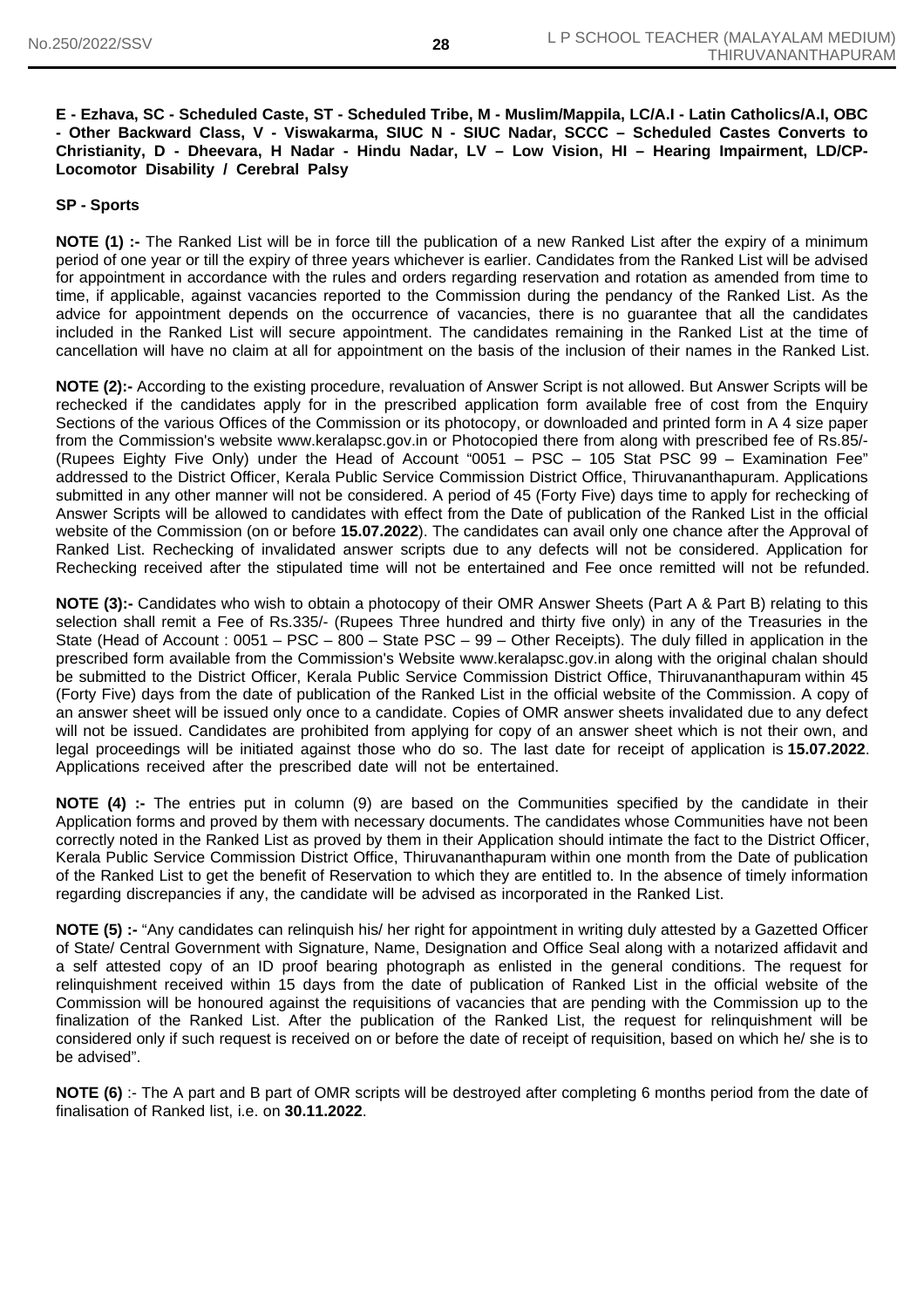**E - Ezhava, SC - Scheduled Caste, ST - Scheduled Tribe, M - Muslim/Mappila, LC/A.I - Latin Catholics/A.I, OBC - Other Backward Class, V - Viswakarma, SIUC N - SIUC Nadar, SCCC – Scheduled Castes Converts to Christianity, D - Dheevara, H Nadar - Hindu Nadar, LV – Low Vision, HI – Hearing Impairment, LD/CP- Locomotor Disability / Cerebral Palsy**

**SP - Sports**

**NOTE (1) :-** The Ranked List will be in force till the publication of a new Ranked List after the expiry of a minimum period of one year or till the expiry of three years whichever is earlier. Candidates from the Ranked List will be advised for appointment in accordance with the rules and orders regarding reservation and rotation as amended from time to time, if applicable, against vacancies reported to the Commission during the pendancy of the Ranked List. As the advice for appointment depends on the occurrence of vacancies, there is no guarantee that all the candidates included in the Ranked List will secure appointment. The candidates remaining in the Ranked List at the time of cancellation will have no claim at all for appointment on the basis of the inclusion of their names in the Ranked List.

**NOTE (2):-** According to the existing procedure, revaluation of Answer Script is not allowed. But Answer Scripts will be rechecked if the candidates apply for in the prescribed application form available free of cost from the Enquiry Sections of the various Offices of the Commission or its photocopy, or downloaded and printed form in A 4 size paper from the Commission's website www.keralapsc.gov.in or Photocopied there from along with prescribed fee of Rs.85/- (Rupees Eighty Five Only) under the Head of Account "0051 – PSC – 105 Stat PSC 99 – Examination Fee" addressed to the District Officer, Kerala Public Service Commission District Office, Thiruvananthapuram. Applications submitted in any other manner will not be considered. A period of 45 (Forty Five) days time to apply for rechecking of Answer Scripts will be allowed to candidates with effect from the Date of publication of the Ranked List in the official website of the Commission (on or before **15.07.2022**). The candidates can avail only one chance after the Approval of Ranked List. Rechecking of invalidated answer scripts due to any defects will not be considered. Application for Rechecking received after the stipulated time will not be entertained and Fee once remitted will not be refunded.

**NOTE (3):-** Candidates who wish to obtain a photocopy of their OMR Answer Sheets (Part A & Part B) relating to this selection shall remit a Fee of Rs.335/- (Rupees Three hundred and thirty five only) in any of the Treasuries in the State (Head of Account : 0051 – PSC – 800 – State PSC – 99 – Other Receipts). The duly filled in application in the prescribed form available from the Commission's Website www.keralapsc.gov.in along with the original chalan should be submitted to the District Officer, Kerala Public Service Commission District Office, Thiruvananthapuram within 45 (Forty Five) days from the date of publication of the Ranked List in the official website of the Commission. A copy of an answer sheet will be issued only once to a candidate. Copies of OMR answer sheets invalidated due to any defect will not be issued. Candidates are prohibited from applying for copy of an answer sheet which is not their own, and legal proceedings will be initiated against those who do so. The last date for receipt of application is **15.07.2022**. Applications received after the prescribed date will not be entertained.

**NOTE (4) :-** The entries put in column (9) are based on the Communities specified by the candidate in their Application forms and proved by them with necessary documents. The candidates whose Communities have not been correctly noted in the Ranked List as proved by them in their Application should intimate the fact to the District Officer, Kerala Public Service Commission District Office, Thiruvananthapuram within one month from the Date of publication of the Ranked List to get the benefit of Reservation to which they are entitled to. In the absence of timely information regarding discrepancies if any, the candidate will be advised as incorporated in the Ranked List.

**NOTE (5) :-** "Any candidates can relinquish his/ her right for appointment in writing duly attested by a Gazetted Officer of State/ Central Government with Signature, Name, Designation and Office Seal along with a notarized affidavit and a self attested copy of an ID proof bearing photograph as enlisted in the general conditions. The request for relinquishment received within 15 days from the date of publication of Ranked List in the official website of the Commission will be honoured against the requisitions of vacancies that are pending with the Commission up to the finalization of the Ranked List. After the publication of the Ranked List, the request for relinquishment will be considered only if such request is received on or before the date of receipt of requisition, based on which he/ she is to be advised".

**NOTE (6)** :- The A part and B part of OMR scripts will be destroyed after completing 6 months period from the date of finalisation of Ranked list, i.e. on **30.11.2022**.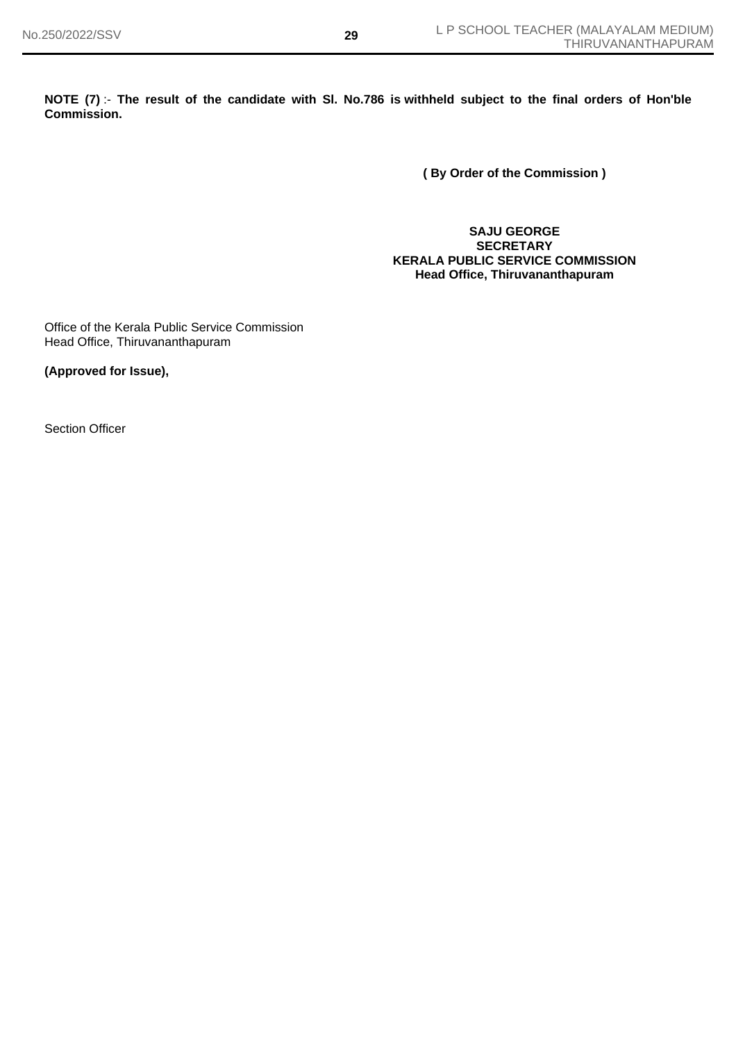**NOTE (7)** :- **The result of the candidate with Sl. No.786 is withheld subject to the final orders of Hon'ble Commission.**

**( By Order of the Commission )**

**SAJU GEORGE**
**SECRETARY**
**KERALA PUBLIC SERVICE COMMISSION**
**Head Office, Thiruvananthapuram**

Office of the Kerala Public Service Commission
Head Office, Thiruvananthapuram

**(Approved for Issue),**

Section Officer